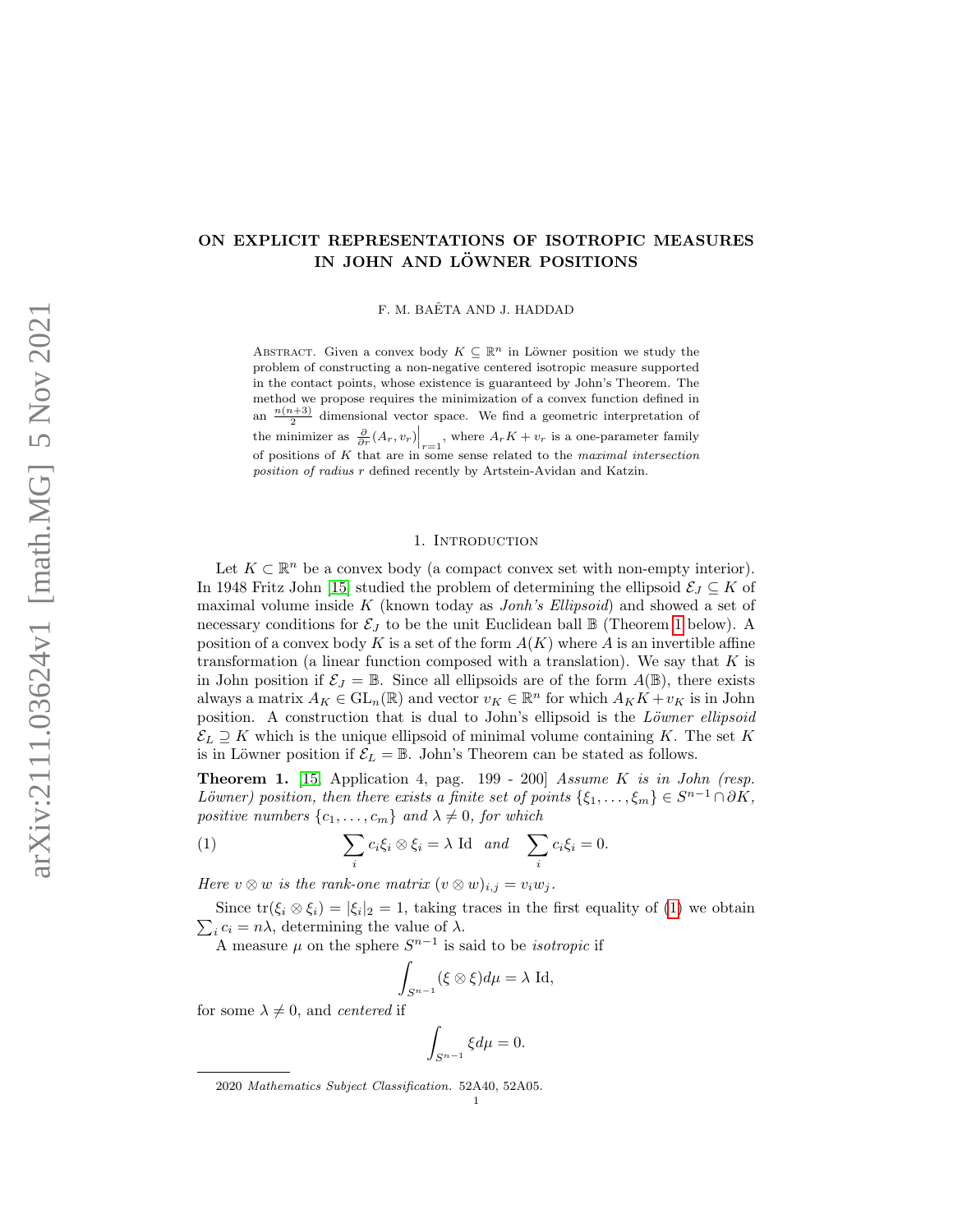# ON EXPLICIT REPRESENTATIONS OF ISOTROPIC MEASURES IN JOHN AND LÖWNER POSITIONS

F. M. BAÊTA AND J. HADDAD

Abstract. Given a convex body $K \subseteq \mathbb{R}^n$ in Löwner position we study the problem of constructing a non-negative centered isotropic measure supported in the contact points, whose existence is guaranteed by John's Theorem. The method we propose requires the minimization of a convex function defined in an $\frac{n(n+3)}{2}$ dimensional vector space. We find a geometric interpretation of the minimizer as $\frac{\partial}{\partial r}(A_r, v_r)\Big|_{r=1}$, where $A_r K + v_r$ is a one-parameter family of positions of $K$ that are in some sense related to the *maximal intersection position of radius* $r$ defined recently by Artstein-Avidan and Katzin.

## 1. Introduction

Let $K \subset \mathbb{R}^n$ be a convex body (a compact convex set with non-empty interior). In 1948 Fritz John [15] studied the problem of determining the ellipsoid $\mathcal{E}_J \subseteq K$ of maximal volume inside $K$ (known today as *Jonh's Ellipsoid*) and showed a set of necessary conditions for $\mathcal{E}_J$ to be the unit Euclidean ball $\mathbb{B}$ (Theorem 1 below). A position of a convex body $K$ is a set of the form $A(K)$ where $A$ is an invertible affine transformation (a linear function composed with a translation). We say that $K$ is in John position if $\mathcal{E}_J = \mathbb{B}$. Since all ellipsoids are of the form $A(\mathbb{B})$, there exists always a matrix $A_K \in \mathrm{GL}_n(\mathbb{R})$ and vector $v_K \in \mathbb{R}^n$ for which $A_K K + v_K$ is in John position. A construction that is dual to John's ellipsoid is the *Löwner ellipsoid* $\mathcal{E}_L \supseteq K$ which is the unique ellipsoid of minimal volume containing $K$. The set $K$ is in Löwner position if $\mathcal{E}_L = \mathbb{B}$. John's Theorem can be stated as follows.

**Theorem 1.** [15] Application 4, pag. 199 - 200] *Assume $K$ is in John (resp. Löwner) position, then there exists a finite set of points $\{\xi_1, \ldots, \xi_m\} \in S^{n-1} \cap \partial K$, positive numbers $\{c_1, \ldots, c_m\}$ and $\lambda \neq 0$, for which*

$$\sum_i c_i \xi_i \otimes \xi_i = \lambda \,\mathrm{Id} \quad \text{and} \quad \sum_i c_i \xi_i = 0. \tag{1}$$

*Here $v \otimes w$ is the rank-one matrix $(v \otimes w)_{i,j} = v_i w_j$.*

Since $\mathrm{tr}(\xi_i \otimes \xi_i) = |\xi_i|_2 = 1$, taking traces in the first equality of (1) we obtain $\sum_i c_i = n\lambda$, determining the value of $\lambda$.

A measure $\mu$ on the sphere $S^{n-1}$ is said to be *isotropic* if

$$\int_{S^{n-1}} (\xi \otimes \xi) d\mu = \lambda \,\mathrm{Id},$$

for some $\lambda \neq 0$, and *centered* if

$$\int_{S^{n-1}} \xi d\mu = 0.$$

2020 *Mathematics Subject Classification.* 52A40, 52A05.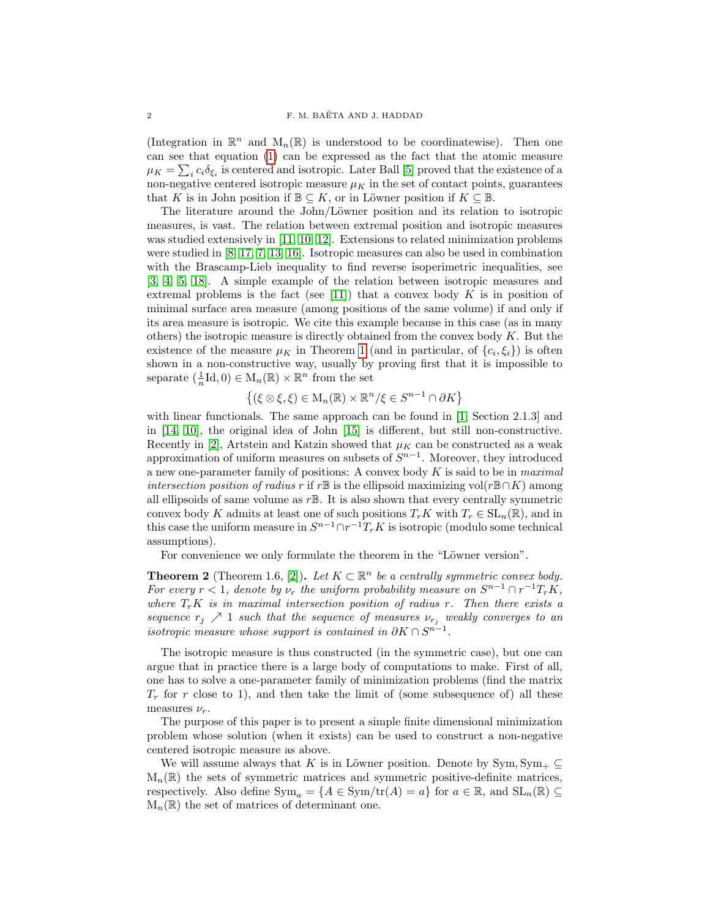(Integration in $\mathbb{R}^n$ and $\mathrm{M}_n(\mathbb{R})$ is understood to be coordinatewise). Then one can see that equation (1) can be expressed as the fact that the atomic measure $\mu_K = \sum_i c_i \delta_{\xi_i}$ is centered and isotropic. Later Ball [5] proved that the existence of a non-negative centered isotropic measure $\mu_K$ in the set of contact points, guarantees that $K$ is in John position if $\mathbb{B} \subseteq K$, or in Löwner position if $K \subseteq \mathbb{B}$.

The literature around the John/Löwner position and its relation to isotropic measures, is vast. The relation between extremal position and isotropic measures was studied extensively in [11, 10, 12]. Extensions to related minimization problems were studied in [8, 17, 7, 13, 16]. Isotropic measures can also be used in combination with the Brascamp-Lieb inequality to find reverse isoperimetric inequalities, see [3, 4, 5, 18]. A simple example of the relation between isotropic measures and extremal problems is the fact (see [11]) that a convex body $K$ is in position of minimal surface area measure (among positions of the same volume) if and only if its area measure is isotropic. We cite this example because in this case (as in many others) the isotropic measure is directly obtained from the convex body $K$. But the existence of the measure $\mu_K$ in Theorem 1 (and in particular, of $\{c_i, \xi_i\}$) is often shown in a non-constructive way, usually by proving first that it is impossible to separate $(\frac{1}{n}\mathrm{Id}, 0) \in \mathrm{M}_n(\mathbb{R}) \times \mathbb{R}^n$ from the set

$$\left\{(\xi \otimes \xi, \xi) \in \mathrm{M}_n(\mathbb{R}) \times \mathbb{R}^n / \xi \in S^{n-1} \cap \partial K\right\}$$

with linear functionals. The same approach can be found in [1, Section 2.1.3] and in [14, 10], the original idea of John [15] is different, but still non-constructive. Recently in [2], Artstein and Katzin showed that $\mu_K$ can be constructed as a weak approximation of uniform measures on subsets of $S^{n-1}$. Moreover, they introduced a new one-parameter family of positions: A convex body $K$ is said to be in *maximal intersection position of radius* $r$ if $r\mathbb{B}$ is the ellipsoid maximizing $\mathrm{vol}(r\mathbb{B} \cap K)$ among all ellipsoids of same volume as $r\mathbb{B}$. It is also shown that every centrally symmetric convex body $K$ admits at least one of such positions $T_r K$ with $T_r \in \mathrm{SL}_n(\mathbb{R})$, and in this case the uniform measure in $S^{n-1} \cap r^{-1} T_r K$ is isotropic (modulo some technical assumptions).

For convenience we only formulate the theorem in the "Löwner version".

**Theorem 2** (Theorem 1.6, [2]). *Let $K \subset \mathbb{R}^n$ be a centrally symmetric convex body. For every $r < 1$, denote by $\nu_r$ the uniform probability measure on $S^{n-1} \cap r^{-1} T_r K$, where $T_r K$ is in maximal intersection position of radius $r$. Then there exists a sequence $r_j \nearrow 1$ such that the sequence of measures $\nu_{r_j}$ weakly converges to an isotropic measure whose support is contained in $\partial K \cap S^{n-1}$.*

The isotropic measure is thus constructed (in the symmetric case), but one can argue that in practice there is a large body of computations to make. First of all, one has to solve a one-parameter family of minimization problems (find the matrix $T_r$ for $r$ close to 1), and then take the limit of (some subsequence of) all these measures $\nu_r$.

The purpose of this paper is to present a simple finite dimensional minimization problem whose solution (when it exists) can be used to construct a non-negative centered isotropic measure as above.

We will assume always that $K$ is in Löwner position. Denote by $\mathrm{Sym}, \mathrm{Sym}_+ \subseteq \mathrm{M}_n(\mathbb{R})$ the sets of symmetric matrices and symmetric positive-definite matrices, respectively. Also define $\mathrm{Sym}_a = \{A \in \mathrm{Sym} / \mathrm{tr}(A) = a\}$ for $a \in \mathbb{R}$, and $\mathrm{SL}_n(\mathbb{R}) \subseteq \mathrm{M}_n(\mathbb{R})$ the set of matrices of determinant one.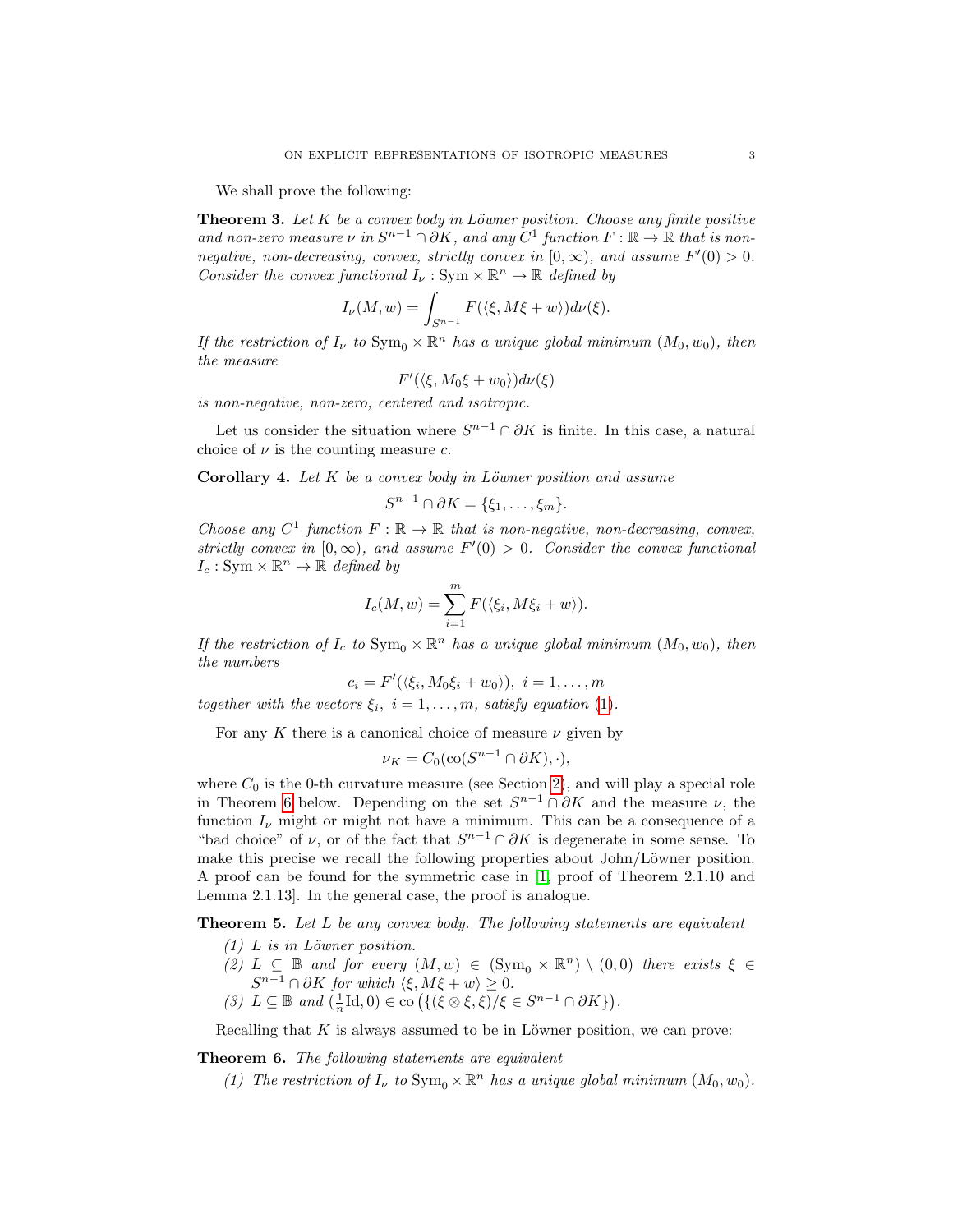We shall prove the following:

**Theorem 3.** *Let $K$ be a convex body in Löwner position. Choose any finite positive and non-zero measure $\nu$ in $S^{n-1} \cap \partial K$, and any $C^1$ function $F : \mathbb{R} \to \mathbb{R}$ that is non-negative, non-decreasing, convex, strictly convex in $[0, \infty)$, and assume $F'(0) > 0$. Consider the convex functional $I_\nu : \mathrm{Sym} \times \mathbb{R}^n \to \mathbb{R}$ defined by*

$$I_\nu(M, w) = \int_{S^{n-1}} F(\langle \xi, M\xi + w \rangle) d\nu(\xi).$$

*If the restriction of $I_\nu$ to $\mathrm{Sym}_0 \times \mathbb{R}^n$ has a unique global minimum $(M_0, w_0)$, then the measure*

$$F'(\langle \xi, M_0\xi + w_0 \rangle) d\nu(\xi)$$

*is non-negative, non-zero, centered and isotropic.*

Let us consider the situation where $S^{n-1} \cap \partial K$ is finite. In this case, a natural choice of $\nu$ is the counting measure $c$.

**Corollary 4.** *Let $K$ be a convex body in Löwner position and assume*

$$S^{n-1} \cap \partial K = \{\xi_1, \dots, \xi_m\}.$$

*Choose any $C^1$ function $F : \mathbb{R} \to \mathbb{R}$ that is non-negative, non-decreasing, convex, strictly convex in $[0, \infty)$, and assume $F'(0) > 0$. Consider the convex functional $I_c : \mathrm{Sym} \times \mathbb{R}^n \to \mathbb{R}$ defined by*

$$I_c(M, w) = \sum_{i=1}^{m} F(\langle \xi_i, M\xi_i + w \rangle).$$

*If the restriction of $I_c$ to $\mathrm{Sym}_0 \times \mathbb{R}^n$ has a unique global minimum $(M_0, w_0)$, then the numbers*

$$c_i = F'(\langle \xi_i, M_0\xi_i + w_0 \rangle), \ i = 1, \dots, m$$

*together with the vectors $\xi_i$, $i = 1, \dots, m$, satisfy equation (1).*

For any $K$ there is a canonical choice of measure $\nu$ given by

$$\nu_K = C_0(\mathrm{co}(S^{n-1} \cap \partial K), \cdot),$$

where $C_0$ is the 0-th curvature measure (see Section 2), and will play a special role in Theorem 6 below. Depending on the set $S^{n-1} \cap \partial K$ and the measure $\nu$, the function $I_\nu$ might or might not have a minimum. This can be a consequence of a "bad choice" of $\nu$, or of the fact that $S^{n-1} \cap \partial K$ is degenerate in some sense. To make this precise we recall the following properties about John/Löwner position. A proof can be found for the symmetric case in [1, proof of Theorem 2.1.10 and Lemma 2.1.13]. In the general case, the proof is analogue.

**Theorem 5.** *Let $L$ be any convex body. The following statements are equivalent*

1. *$L$ is in Löwner position.*
2. *$L \subseteq \mathbb{B}$ and for every $(M, w) \in (\mathrm{Sym}_0 \times \mathbb{R}^n) \setminus (0, 0)$ there exists $\xi \in S^{n-1} \cap \partial K$ for which $\langle \xi, M\xi + w \rangle \geq 0$.*
3. *$L \subseteq \mathbb{B}$ and $(\frac{1}{n}\mathrm{Id}, 0) \in \mathrm{co}\left(\{(\xi \otimes \xi, \xi) / \xi \in S^{n-1} \cap \partial K\}\right)$.*

Recalling that $K$ is always assumed to be in Löwner position, we can prove:

**Theorem 6.** *The following statements are equivalent*

1. *The restriction of $I_\nu$ to $\mathrm{Sym}_0 \times \mathbb{R}^n$ has a unique global minimum $(M_0, w_0)$.*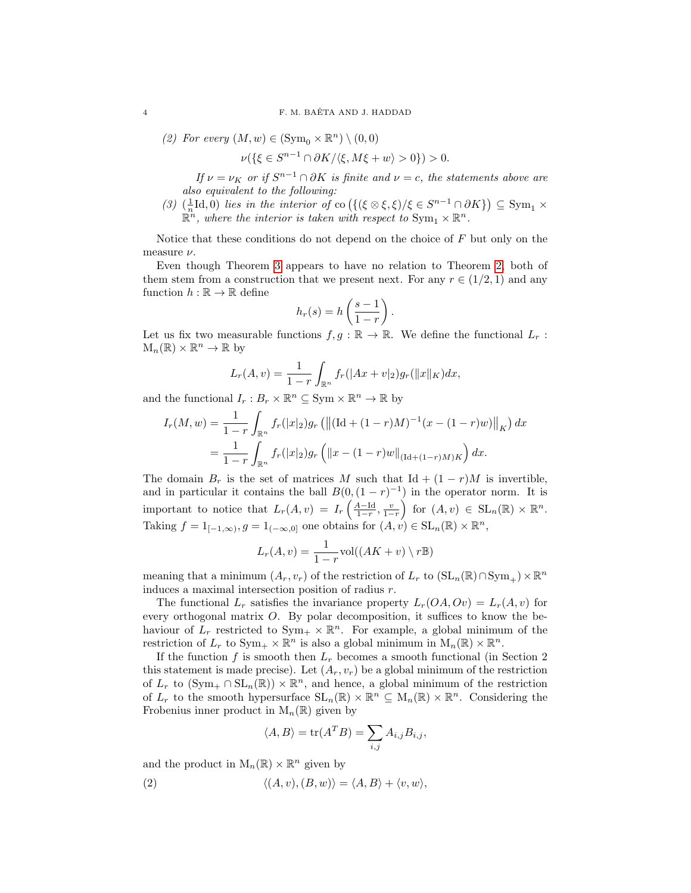(2) *For every* $(M, w) \in (\mathrm{Sym}_0 \times \mathbb{R}^n) \setminus (0, 0)$

$$\nu(\{\xi \in S^{n-1} \cap \partial K / \langle \xi, M\xi + w\rangle > 0\}) > 0.$$

*If* $\nu = \nu_K$ *or if* $S^{n-1} \cap \partial K$ *is finite and* $\nu = c$*, the statements above are also equivalent to the following:*

(3) $(\frac{1}{n}\mathrm{Id}, 0)$ *lies in the interior of* $\mathrm{co}\left(\{(\xi \otimes \xi, \xi)/\xi \in S^{n-1} \cap \partial K\}\right) \subseteq \mathrm{Sym}_1 \times \mathbb{R}^n$*, where the interior is taken with respect to* $\mathrm{Sym}_1 \times \mathbb{R}^n$*.*

Notice that these conditions do not depend on the choice of $F$ but only on the measure $\nu$.

Even though Theorem 3 appears to have no relation to Theorem 2, both of them stem from a construction that we present next. For any $r \in (1/2, 1)$ and any function $h : \mathbb{R} \to \mathbb{R}$ define

$$h_r(s) = h\left(\frac{s-1}{1-r}\right).$$

Let us fix two measurable functions $f, g : \mathbb{R} \to \mathbb{R}$. We define the functional $L_r : \mathrm{M}_n(\mathbb{R}) \times \mathbb{R}^n \to \mathbb{R}$ by

$$L_r(A, v) = \frac{1}{1-r}\int_{\mathbb{R}^n} f_r(|Ax + v|_2) g_r(\|x\|_K) dx,$$

and the functional $I_r : B_r \times \mathbb{R}^n \subseteq \mathrm{Sym} \times \mathbb{R}^n \to \mathbb{R}$ by

$$\begin{aligned} I_r(M, w) &= \frac{1}{1-r}\int_{\mathbb{R}^n} f_r(|x|_2) g_r\left(\left\|(\mathrm{Id} + (1-r)M)^{-1}(x - (1-r)w)\right\|_K\right) dx \\ &= \frac{1}{1-r}\int_{\mathbb{R}^n} f_r(|x|_2) g_r\left(\|x - (1-r)w\|_{(\mathrm{Id}+(1-r)M)K}\right) dx. \end{aligned}$$

The domain $B_r$ is the set of matrices $M$ such that $\mathrm{Id} + (1-r)M$ is invertible, and in particular it contains the ball $B(0, (1-r)^{-1})$ in the operator norm. It is important to notice that $L_r(A, v) = I_r\left(\frac{A - \mathrm{Id}}{1-r}, \frac{v}{1-r}\right)$ for $(A, v) \in \mathrm{SL}_n(\mathbb{R}) \times \mathbb{R}^n$. Taking $f = 1_{[-1,\infty)}, g = 1_{(-\infty,0]}$ one obtains for $(A, v) \in \mathrm{SL}_n(\mathbb{R}) \times \mathbb{R}^n$,

$$L_r(A, v) = \frac{1}{1-r}\mathrm{vol}((AK + v) \setminus r\mathbb{B})$$

meaning that a minimum $(A_r, v_r)$ of the restriction of $L_r$ to $(\mathrm{SL}_n(\mathbb{R}) \cap \mathrm{Sym}_+) \times \mathbb{R}^n$ induces a maximal intersection position of radius $r$.

The functional $L_r$ satisfies the invariance property $L_r(OA, Ov) = L_r(A, v)$ for every orthogonal matrix $O$. By polar decomposition, it suffices to know the behaviour of $L_r$ restricted to $\mathrm{Sym}_+ \times \mathbb{R}^n$. For example, a global minimum of the restriction of $L_r$ to $\mathrm{Sym}_+ \times \mathbb{R}^n$ is also a global minimum in $\mathrm{M}_n(\mathbb{R}) \times \mathbb{R}^n$.

If the function $f$ is smooth then $L_r$ becomes a smooth functional (in Section 2 this statement is made precise). Let $(A_r, v_r)$ be a global minimum of the restriction of $L_r$ to $(\mathrm{Sym}_+ \cap \mathrm{SL}_n(\mathbb{R})) \times \mathbb{R}^n$, and hence, a global minimum of the restriction of $L_r$ to the smooth hypersurface $\mathrm{SL}_n(\mathbb{R}) \times \mathbb{R}^n \subseteq \mathrm{M}_n(\mathbb{R}) \times \mathbb{R}^n$. Considering the Frobenius inner product in $\mathrm{M}_n(\mathbb{R})$ given by

$$\langle A, B\rangle = \mathrm{tr}(A^T B) = \sum_{i,j} A_{i,j} B_{i,j},$$

and the product in $\mathrm{M}_n(\mathbb{R}) \times \mathbb{R}^n$ given by

$$\langle (A, v), (B, w)\rangle = \langle A, B\rangle + \langle v, w\rangle, \tag{2}$$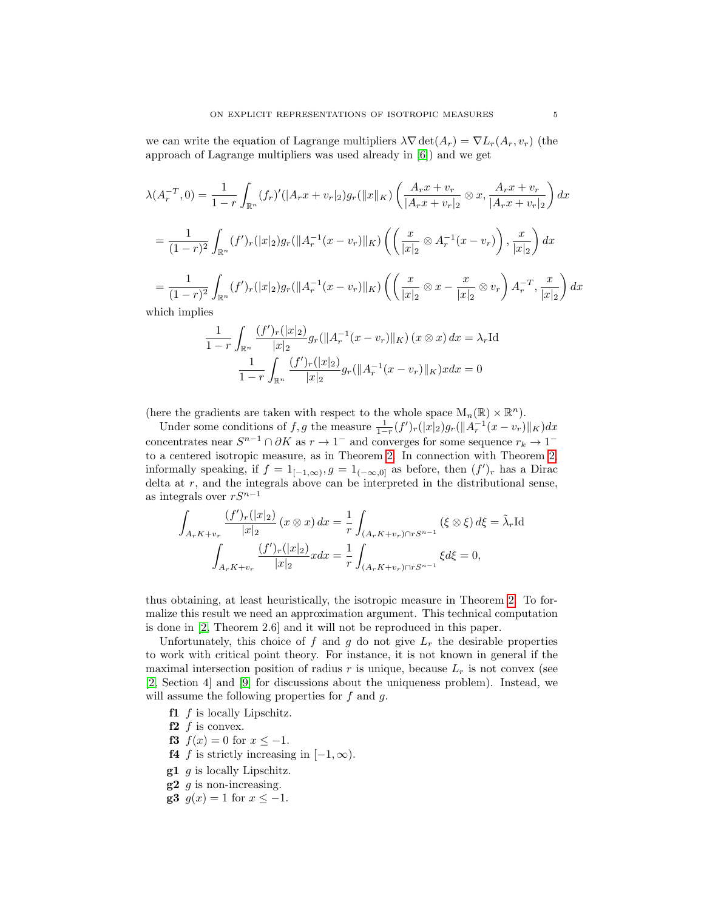we can write the equation of Lagrange multipliers $\lambda \nabla \det(A_r) = \nabla L_r(A_r, v_r)$ (the approach of Lagrange multipliers was used already in [6]) and we get

$$\lambda(A_r^{-T}, 0) = \frac{1}{1-r}\int_{\mathbb{R}^n} (f_r)'(|A_r x + v_r|_2) g_r(\|x\|_K) \left( \frac{A_r x + v_r}{|A_r x + v_r|_2} \otimes x, \frac{A_r x + v_r}{|A_r x + v_r|_2} \right) dx$$

$$= \frac{1}{(1-r)^2}\int_{\mathbb{R}^n} (f')_r(|x|_2) g_r(\|A_r^{-1}(x - v_r)\|_K) \left( \left( \frac{x}{|x|_2} \otimes A_r^{-1}(x - v_r) \right), \frac{x}{|x|_2} \right) dx$$

$$= \frac{1}{(1-r)^2}\int_{\mathbb{R}^n} (f')_r(|x|_2) g_r(\|A_r^{-1}(x - v_r)\|_K) \left( \left( \frac{x}{|x|_2} \otimes x - \frac{x}{|x|_2} \otimes v_r \right) A_r^{-T}, \frac{x}{|x|_2} \right) dx$$

which implies

$$\frac{1}{1-r}\int_{\mathbb{R}^n} \frac{(f')_r(|x|_2)}{|x|_2} g_r(\|A_r^{-1}(x - v_r)\|_K)\,(x \otimes x)\,dx = \lambda_r \mathrm{Id}$$

$$\frac{1}{1-r}\int_{\mathbb{R}^n} \frac{(f')_r(|x|_2)}{|x|_2} g_r(\|A_r^{-1}(x - v_r)\|_K) x dx = 0$$

(here the gradients are taken with respect to the whole space $\mathrm{M}_n(\mathbb{R}) \times \mathbb{R}^n$).

Under some conditions of $f, g$ the measure $\frac{1}{1-r}(f')_r(|x|_2) g_r(\|A_r^{-1}(x - v_r)\|_K) dx$ concentrates near $S^{n-1} \cap \partial K$ as $r \to 1^-$ and converges for some sequence $r_k \to 1^-$ to a centered isotropic measure, as in Theorem 2. In connection with Theorem 2, informally speaking, if $f = 1_{[-1,\infty)}, g = 1_{(-\infty,0]}$ as before, then $(f')_r$ has a Dirac delta at $r$, and the integrals above can be interpreted in the distributional sense, as integrals over $rS^{n-1}$

$$\int_{A_r K + v_r} \frac{(f')_r(|x|_2)}{|x|_2}\,(x \otimes x)\,dx = \frac{1}{r}\int_{(A_r K + v_r)\cap rS^{n-1}} (\xi \otimes \xi)\,d\xi = \tilde{\lambda}_r \mathrm{Id}$$

$$\int_{A_r K + v_r} \frac{(f')_r(|x|_2)}{|x|_2} x dx = \frac{1}{r}\int_{(A_r K + v_r)\cap rS^{n-1}} \xi d\xi = 0,$$

thus obtaining, at least heuristically, the isotropic measure in Theorem 2. To formalize this result we need an approximation argument. This technical computation is done in [2, Theorem 2.6] and it will not be reproduced in this paper.

Unfortunately, this choice of $f$ and $g$ do not give $L_r$ the desirable properties to work with critical point theory. For instance, it is not known in general if the maximal intersection position of radius $r$ is unique, because $L_r$ is not convex (see [2, Section 4] and [9] for discussions about the uniqueness problem). Instead, we will assume the following properties for $f$ and $g$.

- **f1** $f$ is locally Lipschitz.
- **f2** $f$ is convex.
- **f3** $f(x) = 0$ for $x \leq -1$.
- **f4** $f$ is strictly increasing in $[-1, \infty)$.
- **g1** $g$ is locally Lipschitz.
- **g2** $g$ is non-increasing.
- **g3** $g(x) = 1$ for $x \leq -1$.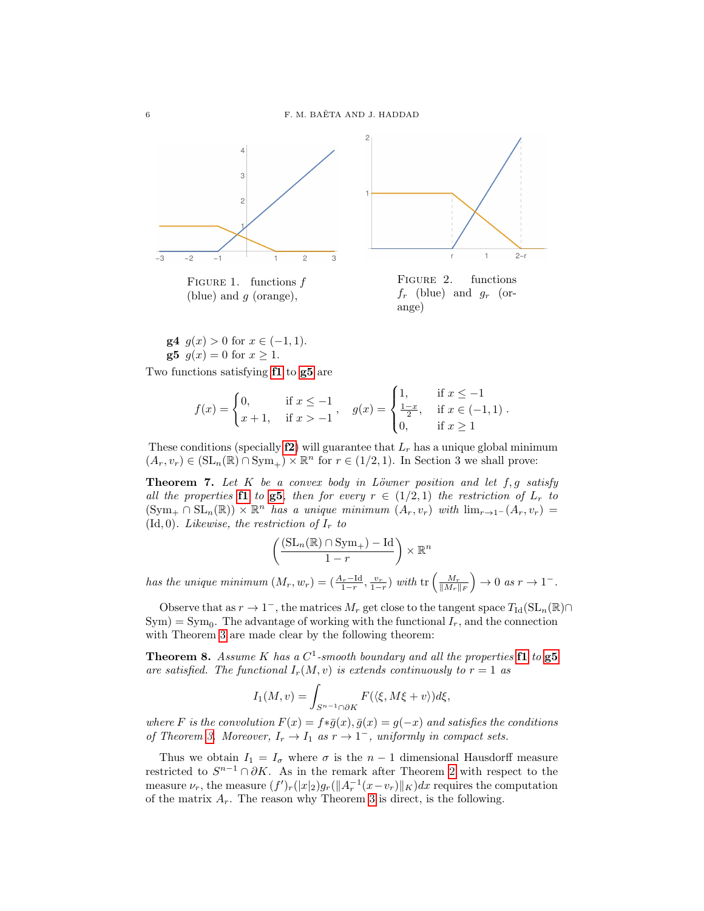FIGURE 1. functions $f$ (blue) and $g$ (orange),

FIGURE 2. functions $f_r$ (blue) and $g_r$ (orange)

**g4** $g(x) > 0$ for $x \in (-1, 1)$.
**g5** $g(x) = 0$ for $x \geq 1$.

Two functions satisfying **f1** to **g5** are

$$f(x) = \begin{cases} 0, & \text{if } x \leq -1 \\ x+1, & \text{if } x > -1 \end{cases}, \quad g(x) = \begin{cases} 1, & \text{if } x \leq -1 \\ \frac{1-x}{2}, & \text{if } x \in (-1,1) \\ 0, & \text{if } x \geq 1 \end{cases}.$$

These conditions (specially **f2**) will guarantee that $L_r$ has a unique global minimum $(A_r, v_r) \in (\mathrm{SL}_n(\mathbb{R}) \cap \mathrm{Sym}_+) \times \mathbb{R}^n$ for $r \in (1/2, 1)$. In Section 3 we shall prove:

**Theorem 7.** *Let $K$ be a convex body in Löwner position and let $f, g$ satisfy all the properties* **f1** *to* **g5***, then for every $r \in (1/2, 1)$ the restriction of $L_r$ to $(\mathrm{Sym}_+ \cap \mathrm{SL}_n(\mathbb{R})) \times \mathbb{R}^n$ has a unique minimum $(A_r, v_r)$ with $\lim_{r \to 1^-}(A_r, v_r) = (\mathrm{Id}, 0)$. Likewise, the restriction of $I_r$ to*

$$\left( \frac{(\mathrm{SL}_n(\mathbb{R}) \cap \mathrm{Sym}_+) - \mathrm{Id}}{1-r} \right) \times \mathbb{R}^n$$

*has the unique minimum $(M_r, w_r) = (\frac{A_r - \mathrm{Id}}{1-r}, \frac{v_r}{1-r})$ with $\mathrm{tr}\left(\frac{M_r}{\|M_r\|_F}\right) \to 0$ as $r \to 1^-$.*

Observe that as $r \to 1^-$, the matrices $M_r$ get close to the tangent space $T_{\mathrm{Id}}(\mathrm{SL}_n(\mathbb{R}) \cap \mathrm{Sym}) = \mathrm{Sym}_0$. The advantage of working with the functional $I_r$, and the connection with Theorem 3 are made clear by the following theorem:

**Theorem 8.** *Assume $K$ has a $C^1$-smooth boundary and all the properties* **f1** *to* **g5** *are satisfied. The functional $I_r(M, v)$ is extends continuously to $r = 1$ as*

$$I_1(M, v) = \int_{S^{n-1} \cap \partial K} F(\langle \xi, M\xi + v \rangle) d\xi,$$

*where $F$ is the convolution $F(x) = f * \bar{g}(x)$, $\bar{g}(x) = g(-x)$ and satisfies the conditions of Theorem 3. Moreover, $I_r \to I_1$ as $r \to 1^-$, uniformly in compact sets.*

Thus we obtain $I_1 = I_\sigma$ where $\sigma$ is the $n-1$ dimensional Hausdorff measure restricted to $S^{n-1} \cap \partial K$. As in the remark after Theorem 2 with respect to the measure $\nu_r$, the measure $(f')_r(|x|_2) g_r(\|A_r^{-1}(x - v_r)\|_K) dx$ requires the computation of the matrix $A_r$. The reason why Theorem 3 is direct, is the following.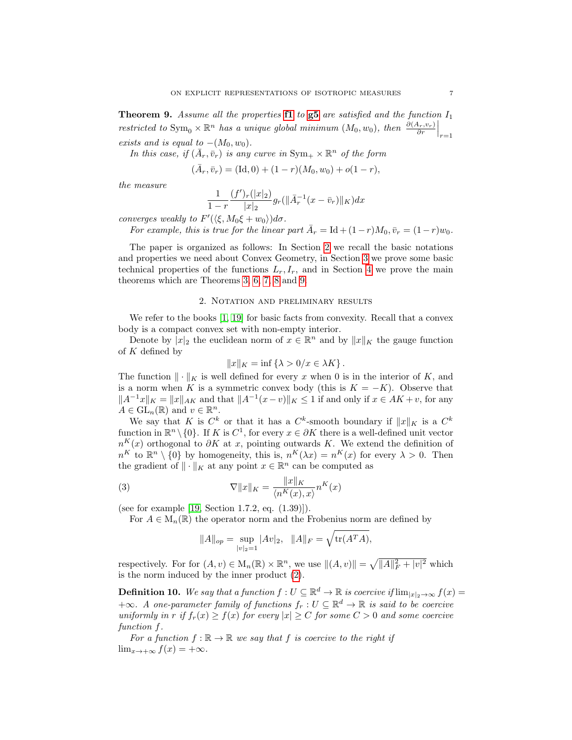**Theorem 9.** *Assume all the properties* **f1** *to* **g5** *are satisfied and the function $I_1$ restricted to $\mathrm{Sym}_0 \times \mathbb{R}^n$ has a unique global minimum $(M_0, w_0)$, then $\left.\frac{\partial(A_r, v_r)}{\partial r}\right|_{r=1}$ exists and is equal to $-(M_0, w_0)$.*

*In this case, if $(\bar{A}_r, \bar{v}_r)$ is any curve in $\mathrm{Sym}_+ \times \mathbb{R}^n$ of the form*

$$(\bar{A}_r, \bar{v}_r) = (\mathrm{Id}, 0) + (1-r)(M_0, w_0) + o(1-r),$$

*the measure*

$$\frac{1}{1-r} \frac{(f')_r(|x|_2)}{|x|_2} g_r(\|\bar{A}_r^{-1}(x - \bar{v}_r)\|_K) dx$$

*converges weakly to $F'(\langle \xi, M_0\xi + w_0\rangle) d\sigma$.*

*For example, this is true for the linear part $\bar{A}_r = \mathrm{Id} + (1-r)M_0$, $\bar{v}_r = (1-r)w_0$.*

The paper is organized as follows: In Section 2 we recall the basic notations and properties we need about Convex Geometry, in Section 3 we prove some basic technical properties of the functions $L_r, I_r$, and in Section 4 we prove the main theorems which are Theorems 3, 6, 7, 8 and 9.

## 2. Notation and preliminary results

We refer to the books [1, 19] for basic facts from convexity. Recall that a convex body is a compact convex set with non-empty interior.

Denote by $|x|_2$ the euclidean norm of $x \in \mathbb{R}^n$ and by $\|x\|_K$ the gauge function of $K$ defined by

$$\|x\|_K = \inf \{\lambda > 0 / x \in \lambda K\}.$$

The function $\|\cdot\|_K$ is well defined for every $x$ when 0 is in the interior of $K$, and is a norm when $K$ is a symmetric convex body (this is $K = -K$). Observe that $\|A^{-1}x\|_K = \|x\|_{AK}$ and that $\|A^{-1}(x - v)\|_K \leq 1$ if and only if $x \in AK + v$, for any $A \in \mathrm{GL}_n(\mathbb{R})$ and $v \in \mathbb{R}^n$.

We say that $K$ is $C^k$ or that it has a $C^k$-smooth boundary if $\|x\|_K$ is a $C^k$ function in $\mathbb{R}^n \setminus \{0\}$. If $K$ is $C^1$, for every $x \in \partial K$ there is a well-defined unit vector $n^K(x)$ orthogonal to $\partial K$ at $x$, pointing outwards $K$. We extend the definition of $n^K$ to $\mathbb{R}^n \setminus \{0\}$ by homogeneity, this is, $n^K(\lambda x) = n^K(x)$ for every $\lambda > 0$. Then the gradient of $\|\cdot\|_K$ at any point $x \in \mathbb{R}^n$ can be computed as

$$\nabla \|x\|_K = \frac{\|x\|_K}{\langle n^K(x), x\rangle} n^K(x) \tag{3}$$

(see for example [19, Section 1.7.2, eq. (1.39)]).

For $A \in \mathrm{M}_n(\mathbb{R})$ the operator norm and the Frobenius norm are defined by

$$\|A\|_{op} = \sup_{|v|_2 = 1} |Av|_2, \quad \|A\|_F = \sqrt{\mathrm{tr}(A^T A)},$$

respectively. For for $(A, v) \in \mathrm{M}_n(\mathbb{R}) \times \mathbb{R}^n$, we use $\|(A, v)\| = \sqrt{\|A\|_F^2 + |v|^2}$ which is the norm induced by the inner product (2).

**Definition 10.** *We say that a function $f : U \subseteq \mathbb{R}^d \to \mathbb{R}$ is coercive if $\lim_{|x|_2 \to \infty} f(x) = +\infty$. A one-parameter family of functions $f_r : U \subseteq \mathbb{R}^d \to \mathbb{R}$ is said to be coercive uniformly in $r$ if $f_r(x) \geq f(x)$ for every $|x| \geq C$ for some $C > 0$ and some coercive function $f$.*

*For a function $f : \mathbb{R} \to \mathbb{R}$ we say that $f$ is coercive to the right if $\lim_{x \to +\infty} f(x) = +\infty$.*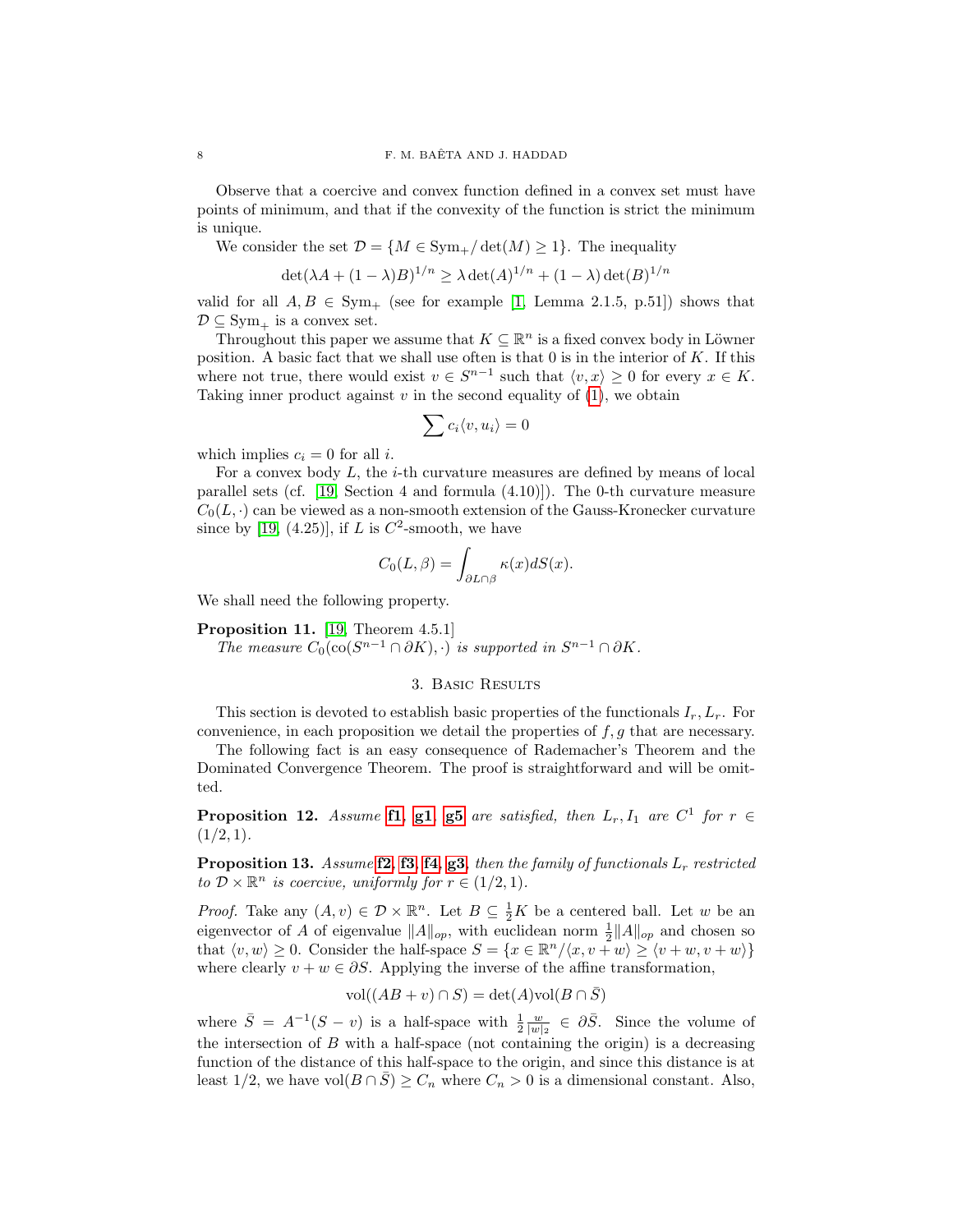Observe that a coercive and convex function defined in a convex set must have points of minimum, and that if the convexity of the function is strict the minimum is unique.

We consider the set $\mathcal{D} = \{M \in \mathrm{Sym}_+ / \det(M) \geq 1\}$. The inequality

$$\det(\lambda A + (1-\lambda)B)^{1/n} \geq \lambda \det(A)^{1/n} + (1-\lambda)\det(B)^{1/n}$$

valid for all $A, B \in \mathrm{Sym}_+$ (see for example [1, Lemma 2.1.5, p.51]) shows that $\mathcal{D} \subseteq \mathrm{Sym}_+$ is a convex set.

Throughout this paper we assume that $K \subseteq \mathbb{R}^n$ is a fixed convex body in Löwner position. A basic fact that we shall use often is that 0 is in the interior of $K$. If this where not true, there would exist $v \in S^{n-1}$ such that $\langle v, x\rangle \geq 0$ for every $x \in K$. Taking inner product against $v$ in the second equality of (1), we obtain

$$\sum c_i \langle v, u_i\rangle = 0$$

which implies $c_i = 0$ for all $i$.

For a convex body $L$, the $i$-th curvature measures are defined by means of local parallel sets (cf. [19, Section 4 and formula (4.10)]). The 0-th curvature measure $C_0(L, \cdot)$ can be viewed as a non-smooth extension of the Gauss-Kronecker curvature since by [19, (4.25)], if $L$ is $C^2$-smooth, we have

$$C_0(L, \beta) = \int_{\partial L \cap \beta} \kappa(x) dS(x).$$

We shall need the following property.

**Proposition 11.** [19, Theorem 4.5.1]
*The measure $C_0(\mathrm{co}(S^{n-1} \cap \partial K), \cdot)$ is supported in $S^{n-1} \cap \partial K$.*

## 3. Basic Results

This section is devoted to establish basic properties of the functionals $I_r, L_r$. For convenience, in each proposition we detail the properties of $f, g$ that are necessary.

The following fact is an easy consequence of Rademacher's Theorem and the Dominated Convergence Theorem. The proof is straightforward and will be omitted.

**Proposition 12.** *Assume* **f1**, **g1**, **g5** *are satisfied, then $L_r, I_1$ are $C^1$ for $r \in (1/2, 1)$.*

**Proposition 13.** *Assume* **f2**, **f3**, **f4**, **g3**, *then the family of functionals $L_r$ restricted to $\mathcal{D} \times \mathbb{R}^n$ is coercive, uniformly for $r \in (1/2, 1)$.*

*Proof.* Take any $(A, v) \in \mathcal{D} \times \mathbb{R}^n$. Let $B \subseteq \frac{1}{2}K$ be a centered ball. Let $w$ be an eigenvector of $A$ of eigenvalue $\|A\|_{op}$, with euclidean norm $\frac{1}{2}\|A\|_{op}$ and chosen so that $\langle v, w\rangle \geq 0$. Consider the half-space $S = \{x \in \mathbb{R}^n / \langle x, v+w\rangle \geq \langle v+w, v+w\rangle\}$ where clearly $v + w \in \partial S$. Applying the inverse of the affine transformation,

$$\mathrm{vol}((AB + v) \cap S) = \det(A)\mathrm{vol}(B \cap \bar{S})$$

where $\bar{S} = A^{-1}(S - v)$ is a half-space with $\frac{1}{2}\frac{w}{|w|_2} \in \partial \bar{S}$. Since the volume of the intersection of $B$ with a half-space (not containing the origin) is a decreasing function of the distance of this half-space to the origin, and since this distance is at least $1/2$, we have $\mathrm{vol}(B \cap \bar{S}) \geq C_n$ where $C_n > 0$ is a dimensional constant. Also,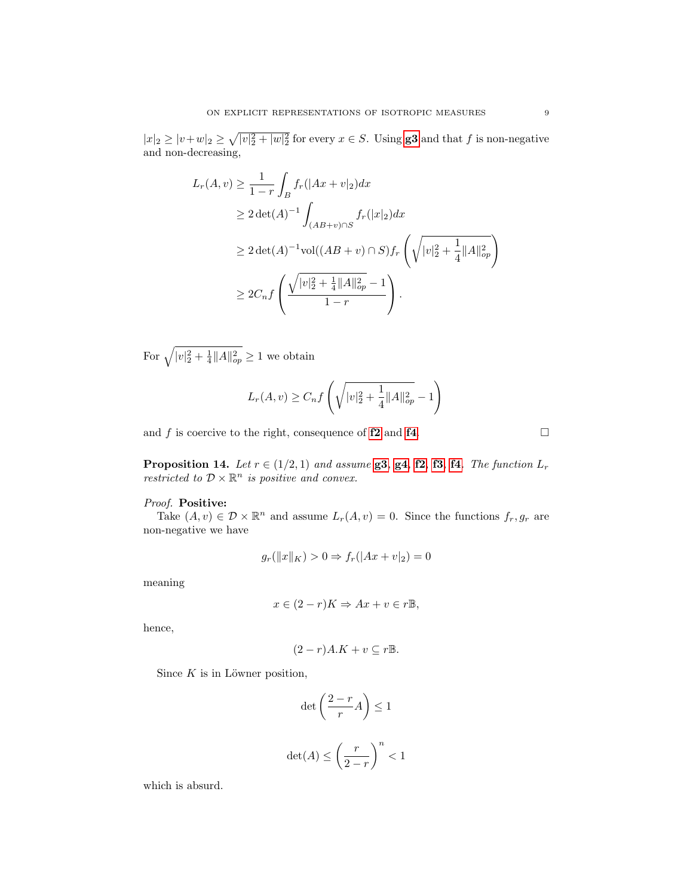$|x|_2 \geq |v+w|_2 \geq \sqrt{|v|_2^2 + |w|_2^2}$ for every $x \in S$. Using **g3** and that $f$ is non-negative and non-decreasing,

$$
\begin{aligned}
L_r(A,v) &\geq \frac{1}{1-r}\int_B f_r(|Ax+v|_2)dx \\
&\geq 2\det(A)^{-1}\int_{(AB+v)\cap S} f_r(|x|_2)dx \\
&\geq 2\det(A)^{-1}\mathrm{vol}((AB+v)\cap S) f_r\left(\sqrt{|v|_2^2 + \frac{1}{4}\|A\|_{op}^2}\right) \\
&\geq 2C_n f\left(\frac{\sqrt{|v|_2^2 + \frac{1}{4}\|A\|_{op}^2} - 1}{1-r}\right).
\end{aligned}
$$

For $\sqrt{|v|_2^2 + \frac{1}{4}\|A\|_{op}^2} \geq 1$ we obtain

$$
L_r(A,v) \geq C_n f\left(\sqrt{|v|_2^2 + \frac{1}{4}\|A\|_{op}^2} - 1\right)
$$

and $f$ is coercive to the right, consequence of **f2** and **f4**. $\square$

**Proposition 14.** *Let $r \in (1/2, 1)$ and assume* **g3**, **g4**, **f2**, **f3**, **f4**. *The function $L_r$ restricted to $\mathcal{D} \times \mathbb{R}^n$ is positive and convex.*

*Proof.* **Positive:**

Take $(A,v) \in \mathcal{D} \times \mathbb{R}^n$ and assume $L_r(A,v) = 0$. Since the functions $f_r, g_r$ are non-negative we have

$$
g_r(\|x\|_K) > 0 \Rightarrow f_r(|Ax+v|_2) = 0
$$

meaning

$$
x \in (2-r)K \Rightarrow Ax + v \in r\mathbb{B},
$$

hence,

$$
(2-r)A.K + v \subseteq r\mathbb{B}.
$$

Since $K$ is in Löwner position,

$$
\det\left(\frac{2-r}{r}A\right) \leq 1
$$

$$
\det(A) \leq \left(\frac{r}{2-r}\right)^n < 1
$$

which is absurd.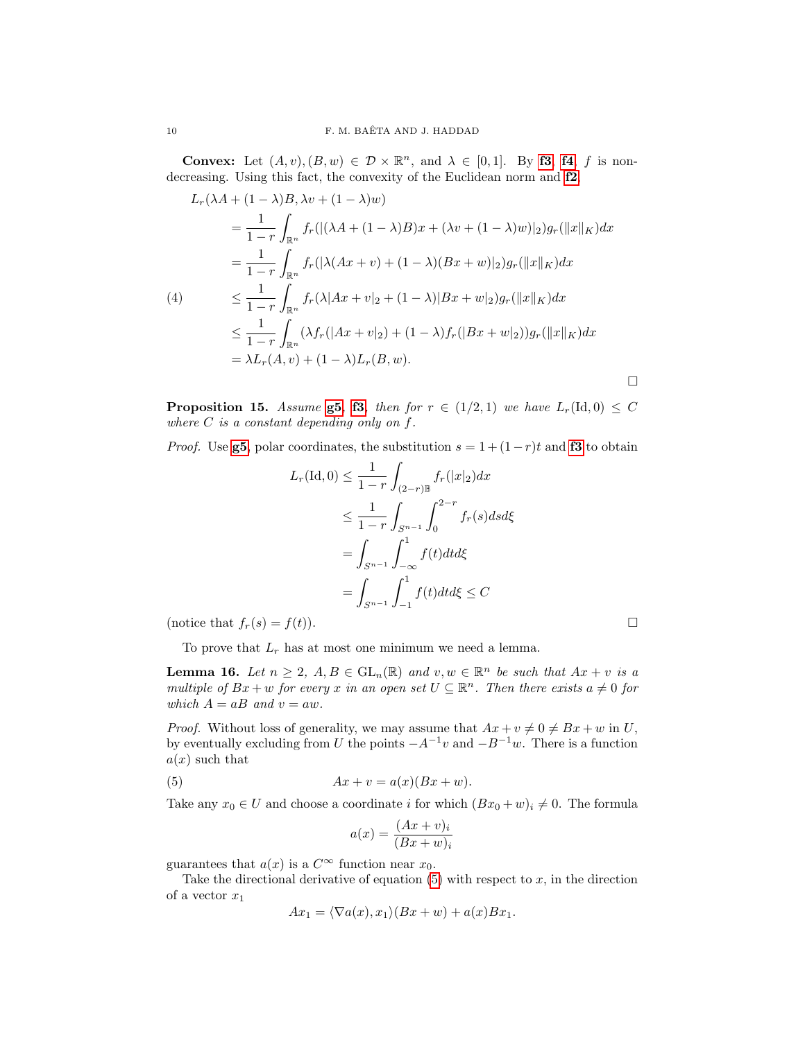**Convex:** Let $(A, v), (B, w) \in \mathcal{D} \times \mathbb{R}^n$, and $\lambda \in [0, 1]$. By **f3**, **f4**, $f$ is non-decreasing. Using this fact, the convexity of the Euclidean norm and **f2**,

$$
\begin{aligned}
L_r(\lambda A + (1-\lambda)B, \lambda v + (1-\lambda)w)
&= \frac{1}{1-r}\int_{\mathbb{R}^n} f_r(|(\lambda A + (1-\lambda)B)x + (\lambda v + (1-\lambda)w)|_2) g_r(\|x\|_K) dx \\
&= \frac{1}{1-r}\int_{\mathbb{R}^n} f_r(|\lambda(Ax+v) + (1-\lambda)(Bx+w)|_2) g_r(\|x\|_K) dx \\
&\leq \frac{1}{1-r}\int_{\mathbb{R}^n} f_r(\lambda|Ax+v|_2 + (1-\lambda)|Bx+w|_2) g_r(\|x\|_K) dx \\
&\leq \frac{1}{1-r}\int_{\mathbb{R}^n} (\lambda f_r(|Ax+v|_2) + (1-\lambda) f_r(|Bx+w|_2)) g_r(\|x\|_K) dx \\
&= \lambda L_r(A, v) + (1-\lambda) L_r(B, w).
\end{aligned} \tag{4}
$$

□

**Proposition 15.** *Assume* **g5**, **f3**, *then for $r \in (1/2, 1)$ we have $L_r(\mathrm{Id}, 0) \leq C$ where $C$ is a constant depending only on $f$.*

*Proof.* Use **g5**, polar coordinates, the substitution $s = 1 + (1-r)t$ and **f3** to obtain

$$
\begin{aligned}
L_r(\mathrm{Id}, 0) &\leq \frac{1}{1-r}\int_{(2-r)\mathbb{B}} f_r(|x|_2) dx \\
&\leq \frac{1}{1-r}\int_{S^{n-1}}\int_0^{2-r} f_r(s) ds d\xi \\
&= \int_{S^{n-1}}\int_{-\infty}^{1} f(t) dt d\xi \\
&= \int_{S^{n-1}}\int_{-1}^{1} f(t) dt d\xi \leq C
\end{aligned}
$$

(notice that $f_r(s) = f(t)$). □

To prove that $L_r$ has at most one minimum we need a lemma.

**Lemma 16.** *Let $n \geq 2$, $A, B \in \mathrm{GL}_n(\mathbb{R})$ and $v, w \in \mathbb{R}^n$ be such that $Ax + v$ is a multiple of $Bx + w$ for every $x$ in an open set $U \subseteq \mathbb{R}^n$. Then there exists $a \neq 0$ for which $A = aB$ and $v = aw$.*

*Proof.* Without loss of generality, we may assume that $Ax + v \neq 0 \neq Bx + w$ in $U$, by eventually excluding from $U$ the points $-A^{-1}v$ and $-B^{-1}w$. There is a function $a(x)$ such that

$$
Ax + v = a(x)(Bx + w). \tag{5}
$$

Take any $x_0 \in U$ and choose a coordinate $i$ for which $(Bx_0 + w)_i \neq 0$. The formula

$$
a(x) = \frac{(Ax+v)_i}{(Bx+w)_i}
$$

guarantees that $a(x)$ is a $C^\infty$ function near $x_0$.

Take the directional derivative of equation (5) with respect to $x$, in the direction of a vector $x_1$

$$
Ax_1 = \langle \nabla a(x), x_1 \rangle (Bx + w) + a(x) B x_1.
$$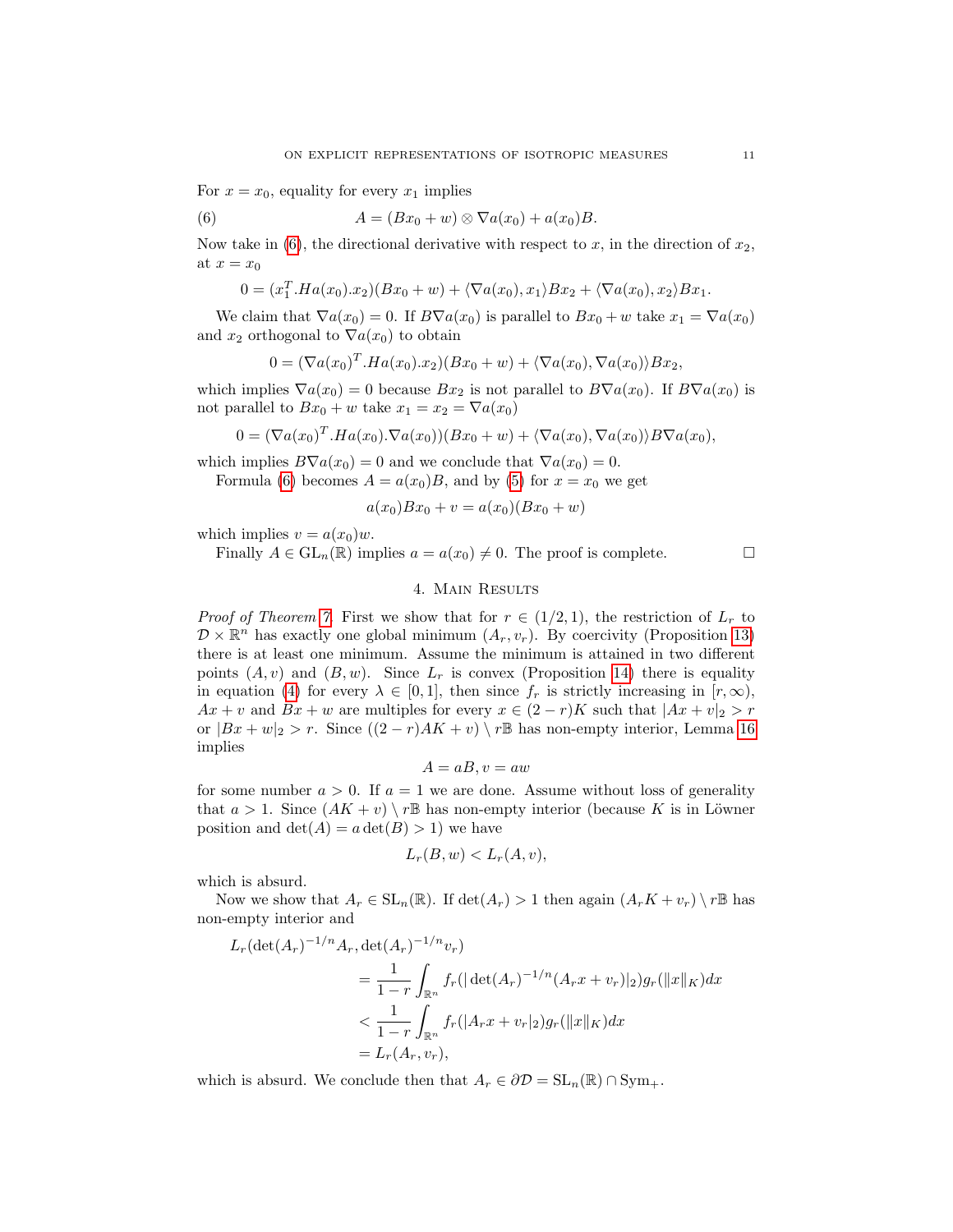For $x = x_0$, equality for every $x_1$ implies

$$A = (Bx_0 + w) \otimes \nabla a(x_0) + a(x_0)B. \tag{6}$$

Now take in (6), the directional derivative with respect to $x$, in the direction of $x_2$, at $x = x_0$

$$0 = (x_1^T.Ha(x_0).x_2)(Bx_0 + w) + \langle \nabla a(x_0), x_1 \rangle Bx_2 + \langle \nabla a(x_0), x_2 \rangle Bx_1.$$

We claim that $\nabla a(x_0) = 0$. If $B\nabla a(x_0)$ is parallel to $Bx_0 + w$ take $x_1 = \nabla a(x_0)$ and $x_2$ orthogonal to $\nabla a(x_0)$ to obtain

$$0 = (\nabla a(x_0)^T.Ha(x_0).x_2)(Bx_0 + w) + \langle \nabla a(x_0), \nabla a(x_0) \rangle Bx_2,$$

which implies $\nabla a(x_0) = 0$ because $Bx_2$ is not parallel to $B\nabla a(x_0)$. If $B\nabla a(x_0)$ is not parallel to $Bx_0 + w$ take $x_1 = x_2 = \nabla a(x_0)$

$$0 = (\nabla a(x_0)^T.Ha(x_0).\nabla a(x_0))(Bx_0 + w) + \langle \nabla a(x_0), \nabla a(x_0) \rangle B\nabla a(x_0),$$

which implies $B\nabla a(x_0) = 0$ and we conclude that $\nabla a(x_0) = 0$.

Formula (6) becomes $A = a(x_0)B$, and by (5) for $x = x_0$ we get

$$a(x_0)Bx_0 + v = a(x_0)(Bx_0 + w)$$

which implies $v = a(x_0)w$.

Finally $A \in \mathrm{GL}_n(\mathbb{R})$ implies $a = a(x_0) \neq 0$. The proof is complete. $\square$

## 4. Main Results

*Proof of Theorem 7.* First we show that for $r \in (1/2, 1)$, the restriction of $L_r$ to $\mathcal{D} \times \mathbb{R}^n$ has exactly one global minimum $(A_r, v_r)$. By coercivity (Proposition 13) there is at least one minimum. Assume the minimum is attained in two different points $(A, v)$ and $(B, w)$. Since $L_r$ is convex (Proposition 14) there is equality in equation (4) for every $\lambda \in [0, 1]$, then since $f_r$ is strictly increasing in $[r, \infty)$, $Ax + v$ and $Bx + w$ are multiples for every $x \in (2 - r)K$ such that $|Ax + v|_2 > r$ or $|Bx + w|_2 > r$. Since $((2 - r)AK + v) \setminus r\mathbb{B}$ has non-empty interior, Lemma 16 implies

$$A = aB, v = aw$$

for some number $a > 0$. If $a = 1$ we are done. Assume without loss of generality that $a > 1$. Since $(AK + v) \setminus r\mathbb{B}$ has non-empty interior (because $K$ is in Löwner position and $\det(A) = a \det(B) > 1$) we have

$$L_r(B, w) < L_r(A, v),$$

which is absurd.

Now we show that $A_r \in \mathrm{SL}_n(\mathbb{R})$. If $\det(A_r) > 1$ then again $(A_r K + v_r) \setminus r\mathbb{B}$ has non-empty interior and

$$\begin{aligned}
L_r(\det(A_r)^{-1/n} A_r, \det(A_r)^{-1/n} v_r) \\
&= \frac{1}{1 - r} \int_{\mathbb{R}^n} f_r(|\det(A_r)^{-1/n}(A_r x + v_r)|_2) g_r(\|x\|_K) dx \\
&< \frac{1}{1 - r} \int_{\mathbb{R}^n} f_r(|A_r x + v_r|_2) g_r(\|x\|_K) dx \\
&= L_r(A_r, v_r),
\end{aligned}$$

which is absurd. We conclude then that $A_r \in \partial\mathcal{D} = \mathrm{SL}_n(\mathbb{R}) \cap \mathrm{Sym}_+$.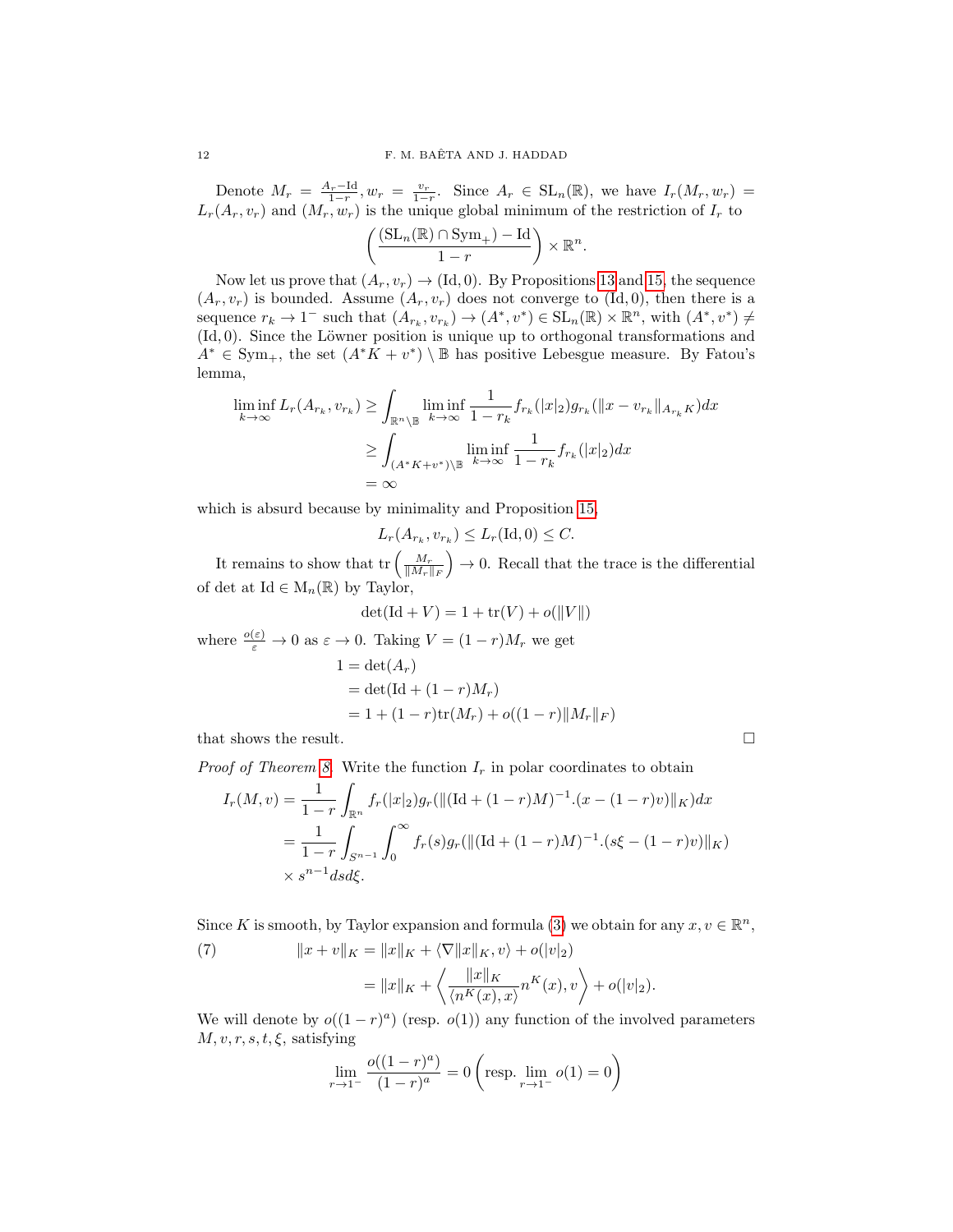Denote $M_r = \frac{A_r - \mathrm{Id}}{1-r}, w_r = \frac{v_r}{1-r}$. Since $A_r \in \mathrm{SL}_n(\mathbb{R})$, we have $I_r(M_r, w_r) = L_r(A_r, v_r)$ and $(M_r, w_r)$ is the unique global minimum of the restriction of $I_r$ to

$$\left(\frac{(\mathrm{SL}_n(\mathbb{R}) \cap \mathrm{Sym}_+) - \mathrm{Id}}{1-r}\right) \times \mathbb{R}^n.$$

Now let us prove that $(A_r, v_r) \to (\mathrm{Id}, 0)$. By Propositions 13 and 15, the sequence $(A_r, v_r)$ is bounded. Assume $(A_r, v_r)$ does not converge to $(\mathrm{Id}, 0)$, then there is a sequence $r_k \to 1^-$ such that $(A_{r_k}, v_{r_k}) \to (A^*, v^*) \in \mathrm{SL}_n(\mathbb{R}) \times \mathbb{R}^n$, with $(A^*, v^*) \neq (\mathrm{Id}, 0)$. Since the Löwner position is unique up to orthogonal transformations and $A^* \in \mathrm{Sym}_+$, the set $(A^* K + v^*) \setminus \mathbb{B}$ has positive Lebesgue measure. By Fatou's lemma,

$$\begin{aligned}
\liminf_{k\to\infty} L_r(A_{r_k}, v_{r_k}) &\geq \int_{\mathbb{R}^n \setminus \mathbb{B}} \liminf_{k\to\infty} \frac{1}{1-r_k} f_{r_k}(|x|_2) g_{r_k}(\|x - v_{r_k}\|_{A_{r_k}K}) dx \\
&\geq \int_{(A^*K+v^*)\setminus\mathbb{B}} \liminf_{k\to\infty} \frac{1}{1-r_k} f_{r_k}(|x|_2) dx \\
&= \infty
\end{aligned}$$

which is absurd because by minimality and Proposition 15,

$$L_r(A_{r_k}, v_{r_k}) \leq L_r(\mathrm{Id}, 0) \leq C.$$

It remains to show that $\mathrm{tr}\left(\frac{M_r}{\|M_r\|_F}\right) \to 0$. Recall that the trace is the differential of det at $\mathrm{Id} \in \mathrm{M}_n(\mathbb{R})$ by Taylor,

$$\det(\mathrm{Id} + V) = 1 + \mathrm{tr}(V) + o(\|V\|)$$

where $\frac{o(\varepsilon)}{\varepsilon} \to 0$ as $\varepsilon \to 0$. Taking $V = (1-r)M_r$ we get

$$\begin{aligned}
1 &= \det(A_r) \\
&= \det(\mathrm{Id} + (1-r)M_r) \\
&= 1 + (1-r)\mathrm{tr}(M_r) + o((1-r)\|M_r\|_F)
\end{aligned}$$

that shows the result. $\square$

*Proof of Theorem 8.* Write the function $I_r$ in polar coordinates to obtain

$$\begin{aligned}
I_r(M, v) &= \frac{1}{1-r} \int_{\mathbb{R}^n} f_r(|x|_2) g_r(\|(\mathrm{Id} + (1-r)M)^{-1}.(x - (1-r)v)\|_K) dx \\
&= \frac{1}{1-r} \int_{S^{n-1}} \int_0^\infty f_r(s) g_r(\|(\mathrm{Id} + (1-r)M)^{-1}.(s\xi - (1-r)v)\|_K) \\
&\quad \times s^{n-1} ds d\xi.
\end{aligned}$$

Since $K$ is smooth, by Taylor expansion and formula (3) we obtain for any $x, v \in \mathbb{R}^n$,

$$\begin{aligned}
\|x + v\|_K &= \|x\|_K + \langle \nabla \|x\|_K, v\rangle + o(|v|_2) \qquad (7) \\
&= \|x\|_K + \left\langle \frac{\|x\|_K}{\langle n^K(x), x\rangle} n^K(x), v \right\rangle + o(|v|_2).
\end{aligned}$$

We will denote by $o((1-r)^a)$ (resp. $o(1)$) any function of the involved parameters $M, v, r, s, t, \xi$, satisfying

$$\lim_{r\to 1^-} \frac{o((1-r)^a)}{(1-r)^a} = 0 \left(\text{resp.} \lim_{r\to 1^-} o(1) = 0\right)$$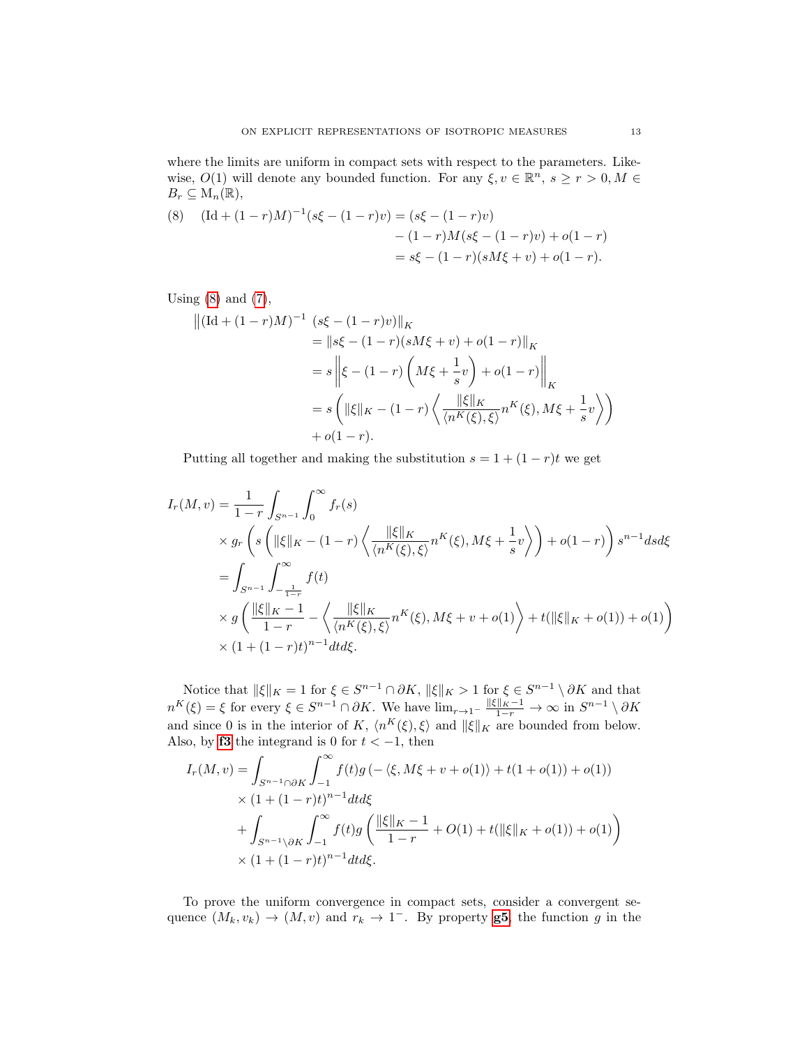where the limits are uniform in compact sets with respect to the parameters. Likewise, $O(1)$ will denote any bounded function. For any $\xi, v \in \mathbb{R}^n$, $s \geq r > 0, M \in B_r \subseteq \mathrm{M}_n(\mathbb{R})$,

$$
\begin{aligned}
(8) \quad (\mathrm{Id} + (1-r)M)^{-1}(s\xi - (1-r)v) &= (s\xi - (1-r)v) \\
&\quad - (1-r)M(s\xi - (1-r)v) + o(1-r) \\
&= s\xi - (1-r)(sM\xi + v) + o(1-r).
\end{aligned}
$$

Using (8) and (7),

$$
\begin{aligned}
&\left\|(\mathrm{Id} + (1-r)M)^{-1} \ (s\xi - (1-r)v)\right\|_K \\
&\quad = \|s\xi - (1-r)(sM\xi + v) + o(1-r)\|_K \\
&\quad = s\left\|\xi - (1-r)\left(M\xi + \frac{1}{s}v\right) + o(1-r)\right\|_K \\
&\quad = s\left(\|\xi\|_K - (1-r)\left\langle \frac{\|\xi\|_K}{\langle n^K(\xi), \xi\rangle} n^K(\xi), M\xi + \frac{1}{s}v\right\rangle\right) \\
&\quad\quad + o(1-r).
\end{aligned}
$$

Putting all together and making the substitution $s = 1 + (1-r)t$ we get

$$
\begin{aligned}
I_r(M,v) &= \frac{1}{1-r}\int_{S^{n-1}}\int_0^\infty f_r(s) \\
&\quad \times g_r\left(s\left(\|\xi\|_K - (1-r)\left\langle \frac{\|\xi\|_K}{\langle n^K(\xi), \xi\rangle} n^K(\xi), M\xi + \frac{1}{s}v\right\rangle\right) + o(1-r)\right) s^{n-1} ds d\xi \\
&= \int_{S^{n-1}}\int_{-\frac{1}{1-r}}^\infty f(t) \\
&\quad \times g\left(\frac{\|\xi\|_K - 1}{1-r} - \left\langle \frac{\|\xi\|_K}{\langle n^K(\xi), \xi\rangle} n^K(\xi), M\xi + v + o(1)\right\rangle + t(\|\xi\|_K + o(1)) + o(1)\right) \\
&\quad \times (1 + (1-r)t)^{n-1} dt d\xi.
\end{aligned}
$$

Notice that $\|\xi\|_K = 1$ for $\xi \in S^{n-1} \cap \partial K$, $\|\xi\|_K > 1$ for $\xi \in S^{n-1} \setminus \partial K$ and that $n^K(\xi) = \xi$ for every $\xi \in S^{n-1} \cap \partial K$. We have $\lim_{r \to 1^-} \frac{\|\xi\|_K - 1}{1-r} \to \infty$ in $S^{n-1} \setminus \partial K$ and since 0 is in the interior of $K$, $\langle n^K(\xi), \xi\rangle$ and $\|\xi\|_K$ are bounded from below. Also, by **f3** the integrand is 0 for $t < -1$, then

$$
\begin{aligned}
I_r(M,v) &= \int_{S^{n-1}\cap\partial K}\int_{-1}^\infty f(t) g\left(-\langle \xi, M\xi + v + o(1)\rangle + t(1 + o(1)) + o(1)\right) \\
&\quad \times (1 + (1-r)t)^{n-1} dt d\xi \\
&\quad + \int_{S^{n-1}\setminus\partial K}\int_{-1}^\infty f(t) g\left(\frac{\|\xi\|_K - 1}{1-r} + O(1) + t(\|\xi\|_K + o(1)) + o(1)\right) \\
&\quad \times (1 + (1-r)t)^{n-1} dt d\xi.
\end{aligned}
$$

To prove the uniform convergence in compact sets, consider a convergent sequence $(M_k, v_k) \to (M, v)$ and $r_k \to 1^-$. By property **g5**, the function $g$ in the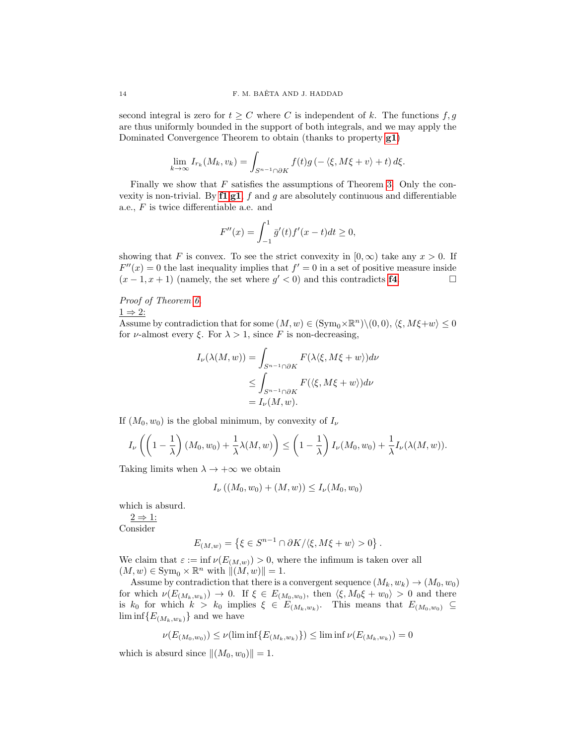second integral is zero for $t \geq C$ where $C$ is independent of $k$. The functions $f, g$ are thus uniformly bounded in the support of both integrals, and we may apply the Dominated Convergence Theorem to obtain (thanks to property **g1**)

$$\lim_{k\to\infty} I_{r_k}(M_k, v_k) = \int_{S^{n-1}\cap\partial K} f(t)g\left(-\langle \xi, M\xi + v\rangle + t\right) d\xi.$$

Finally we show that $F$ satisfies the assumptions of Theorem 3. Only the convexity is non-trivial. By **f1**,**g1**, $f$ and $g$ are absolutely continuous and differentiable a.e., $F$ is twice differentiable a.e. and

$$F''(x) = \int_{-1}^{1} \bar{g}'(t) f'(x-t) dt \geq 0,$$

showing that $F$ is convex. To see the strict convexity in $[0, \infty)$ take any $x > 0$. If $F''(x) = 0$ the last inequality implies that $f' = 0$ in a set of positive measure inside $(x-1, x+1)$ (namely, the set where $g' < 0$) and this contradicts **f4**. $\square$

*Proof of Theorem 6.*
$\underline{1 \Rightarrow 2}$:
Assume by contradiction that for some $(M, w) \in (\mathrm{Sym}_0 \times \mathbb{R}^n) \setminus (0,0)$, $\langle \xi, M\xi + w\rangle \leq 0$ for $\nu$-almost every $\xi$. For $\lambda > 1$, since $F$ is non-decreasing,

$$\begin{aligned}
I_\nu(\lambda(M,w)) &= \int_{S^{n-1}\cap\partial K} F(\lambda\langle \xi, M\xi + w\rangle) d\nu \\
&\leq \int_{S^{n-1}\cap\partial K} F(\langle \xi, M\xi + w\rangle) d\nu \\
&= I_\nu(M, w).
\end{aligned}$$

If $(M_0, w_0)$ is the global minimum, by convexity of $I_\nu$

$$I_\nu\left(\left(1 - \frac{1}{\lambda}\right)(M_0, w_0) + \frac{1}{\lambda}\lambda(M,w)\right) \leq \left(1 - \frac{1}{\lambda}\right) I_\nu(M_0, w_0) + \frac{1}{\lambda} I_\nu(\lambda(M,w)).$$

Taking limits when $\lambda \to +\infty$ we obtain

$$I_\nu\left((M_0, w_0) + (M, w)\right) \leq I_\nu(M_0, w_0)$$

which is absurd.

$\underline{2 \Rightarrow 1}$:
Consider

$$E_{(M,w)} = \left\{\xi \in S^{n-1} \cap \partial K / \langle \xi, M\xi + w\rangle > 0\right\}.$$

We claim that $\varepsilon := \inf \nu(E_{(M,w)}) > 0$, where the infimum is taken over all $(M, w) \in \mathrm{Sym}_0 \times \mathbb{R}^n$ with $\|(M, w)\| = 1$.

Assume by contradiction that there is a convergent sequence $(M_k, w_k) \to (M_0, w_0)$ for which $\nu(E_{(M_k,w_k)}) \to 0$. If $\xi \in E_{(M_0,w_0)}$, then $\langle \xi, M_0\xi + w_0\rangle > 0$ and there is $k_0$ for which $k > k_0$ implies $\xi \in E_{(M_k,w_k)}$. This means that $E_{(M_0,w_0)} \subseteq \liminf\{E_{(M_k,w_k)}\}$ and we have

$$\nu(E_{(M_0,w_0)}) \leq \nu(\liminf\{E_{(M_k,w_k)}\}) \leq \liminf \nu(E_{(M_k,w_k)}) = 0$$

which is absurd since $\|(M_0, w_0)\| = 1$.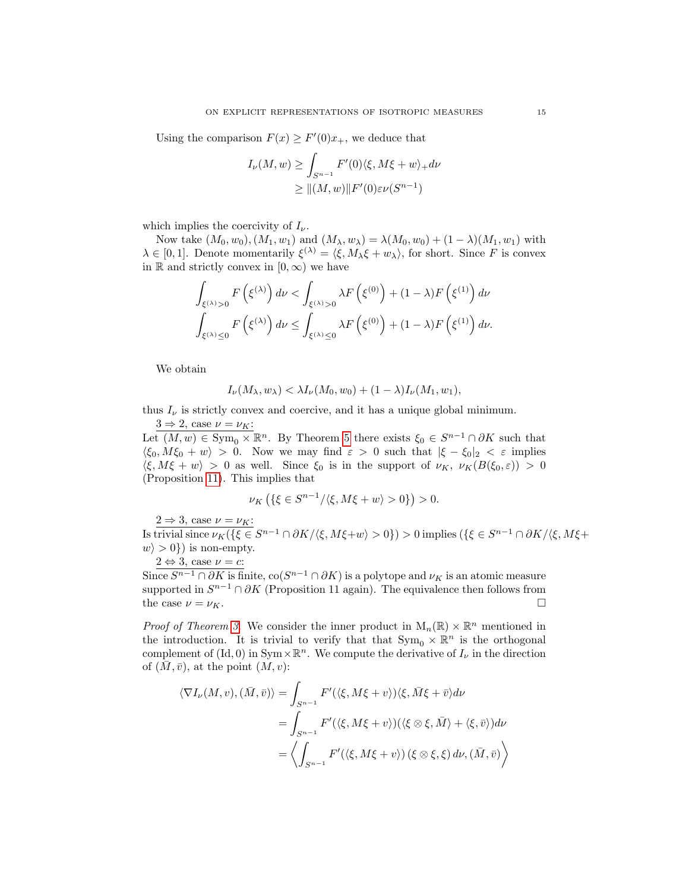Using the comparison $F(x) \geq F'(0)x_+$, we deduce that

$$
\begin{aligned}
I_\nu(M,w) &\geq \int_{S^{n-1}} F'(0)\langle \xi, M\xi + w\rangle_+ d\nu \\
&\geq \|(M,w)\| F'(0)\varepsilon \nu(S^{n-1})
\end{aligned}
$$

which implies the coercivity of $I_\nu$.

Now take $(M_0, w_0), (M_1, w_1)$ and $(M_\lambda, w_\lambda) = \lambda(M_0, w_0) + (1-\lambda)(M_1, w_1)$ with $\lambda \in [0,1]$. Denote momentarily $\xi^{(\lambda)} = \langle \xi, M_\lambda \xi + w_\lambda\rangle$, for short. Since $F$ is convex in $\mathbb{R}$ and strictly convex in $[0,\infty)$ we have

$$
\begin{aligned}
\int_{\xi^{(\lambda)}>0} F\left(\xi^{(\lambda)}\right) d\nu &< \int_{\xi^{(\lambda)}>0} \lambda F\left(\xi^{(0)}\right) + (1-\lambda) F\left(\xi^{(1)}\right) d\nu \\
\int_{\xi^{(\lambda)}\leq 0} F\left(\xi^{(\lambda)}\right) d\nu &\leq \int_{\xi^{(\lambda)}\leq 0} \lambda F\left(\xi^{(0)}\right) + (1-\lambda) F\left(\xi^{(1)}\right) d\nu.
\end{aligned}
$$

We obtain

$$
I_\nu(M_\lambda, w_\lambda) < \lambda I_\nu(M_0, w_0) + (1-\lambda) I_\nu(M_1, w_1),
$$

thus $I_\nu$ is strictly convex and coercive, and it has a unique global minimum.

<u>$3 \Rightarrow 2$, case $\nu = \nu_K$:</u>
Let $(M,w) \in \mathrm{Sym}_0 \times \mathbb{R}^n$. By Theorem 5 there exists $\xi_0 \in S^{n-1} \cap \partial K$ such that $\langle \xi_0, M\xi_0 + w\rangle > 0$. Now we may find $\varepsilon > 0$ such that $|\xi - \xi_0|_2 < \varepsilon$ implies $\langle \xi, M\xi + w\rangle > 0$ as well. Since $\xi_0$ is in the support of $\nu_K$, $\nu_K(B(\xi_0, \varepsilon)) > 0$ (Proposition 11). This implies that

$$
\nu_K\left(\{\xi \in S^{n-1} / \langle \xi, M\xi + w\rangle > 0\}\right) > 0.
$$

<u>$2 \Rightarrow 3$, case $\nu = \nu_K$:</u>
Is trivial since $\nu_K(\{\xi \in S^{n-1} \cap \partial K / \langle \xi, M\xi + w\rangle > 0\}) > 0$ implies $(\{\xi \in S^{n-1} \cap \partial K / \langle \xi, M\xi + w\rangle > 0\})$ is non-empty.

<u>$2 \Leftrightarrow 3$, case $\nu = c$:</u>
Since $S^{n-1} \cap \partial K$ is finite, $\mathrm{co}(S^{n-1} \cap \partial K)$ is a polytope and $\nu_K$ is an atomic measure supported in $S^{n-1} \cap \partial K$ (Proposition 11 again). The equivalence then follows from the case $\nu = \nu_K$. $\square$

*Proof of Theorem 3.* We consider the inner product in $\mathrm{M}_n(\mathbb{R}) \times \mathbb{R}^n$ mentioned in the introduction. It is trivial to verify that that $\mathrm{Sym}_0 \times \mathbb{R}^n$ is the orthogonal complement of $(\mathrm{Id}, 0)$ in $\mathrm{Sym} \times \mathbb{R}^n$. We compute the derivative of $I_\nu$ in the direction of $(\bar{M}, \bar{v})$, at the point $(M, v)$:

$$
\begin{aligned}
\langle \nabla I_\nu(M,v), (\bar{M}, \bar{v})\rangle &= \int_{S^{n-1}} F'(\langle \xi, M\xi + v\rangle) \langle \xi, \bar{M}\xi + \bar{v}\rangle d\nu \\
&= \int_{S^{n-1}} F'(\langle \xi, M\xi + v\rangle)(\langle \xi \otimes \xi, \bar{M}\rangle + \langle \xi, \bar{v}\rangle) d\nu \\
&= \left\langle \int_{S^{n-1}} F'(\langle \xi, M\xi + v\rangle)\,(\xi \otimes \xi, \xi)\, d\nu, (\bar{M}, \bar{v}) \right\rangle
\end{aligned}
$$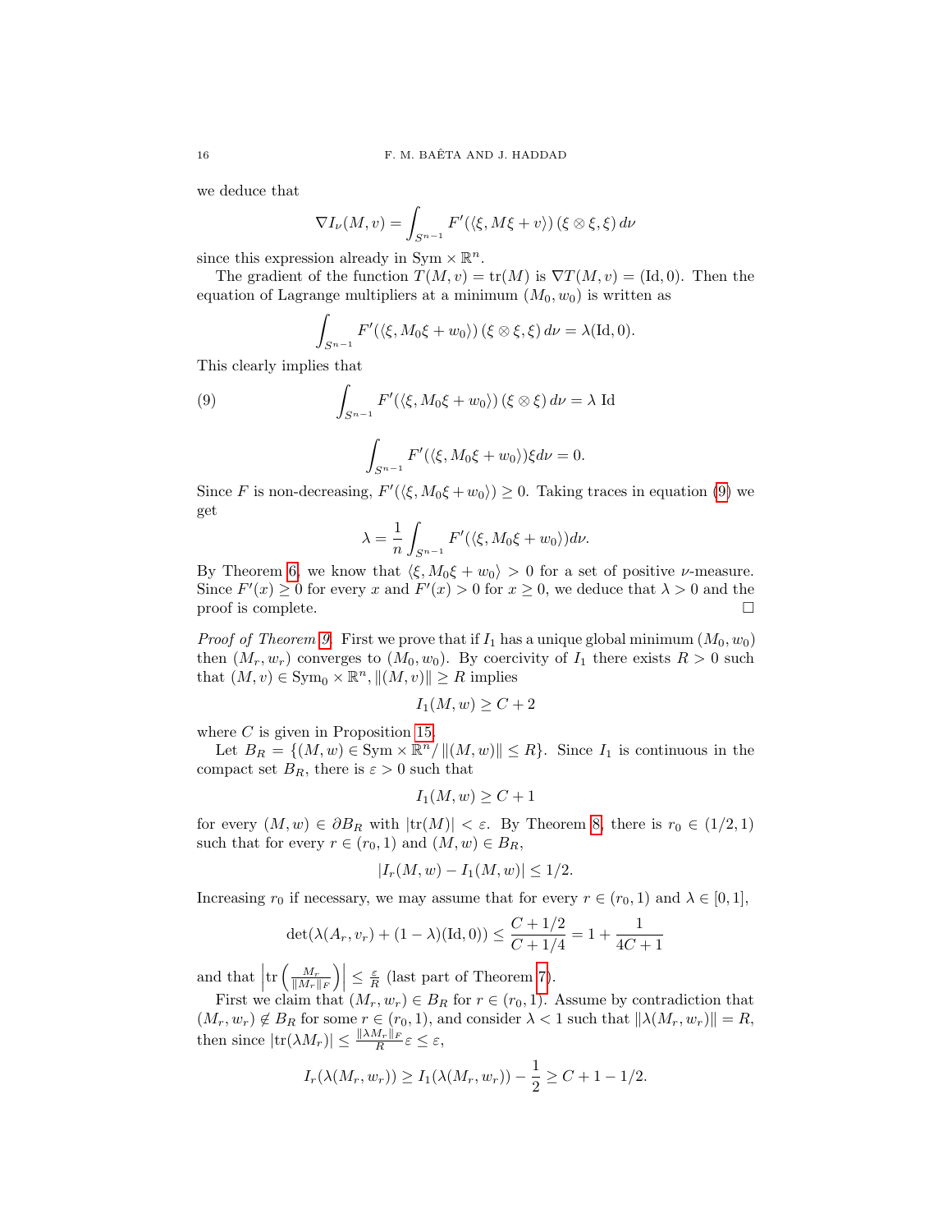we deduce that

$$\nabla I_\nu(M,v) = \int_{S^{n-1}} F'(\langle \xi, M\xi + v\rangle)\,(\xi \otimes \xi, \xi)\, d\nu$$

since this expression already in $\mathrm{Sym} \times \mathbb{R}^n$.

The gradient of the function $T(M,v) = \mathrm{tr}(M)$ is $\nabla T(M,v) = (\mathrm{Id}, 0)$. Then the equation of Lagrange multipliers at a minimum $(M_0, w_0)$ is written as

$$\int_{S^{n-1}} F'(\langle \xi, M_0\xi + w_0\rangle)\,(\xi \otimes \xi, \xi)\, d\nu = \lambda(\mathrm{Id}, 0).$$

This clearly implies that

$$\int_{S^{n-1}} F'(\langle \xi, M_0\xi + w_0\rangle)\,(\xi \otimes \xi)\, d\nu = \lambda\ \mathrm{Id} \tag{9}$$

$$\int_{S^{n-1}} F'(\langle \xi, M_0\xi + w_0\rangle)\xi d\nu = 0.$$

Since $F$ is non-decreasing, $F'(\langle \xi, M_0\xi + w_0\rangle) \geq 0$. Taking traces in equation (9) we get

$$\lambda = \frac{1}{n}\int_{S^{n-1}} F'(\langle \xi, M_0\xi + w_0\rangle) d\nu.$$

By Theorem 6, we know that $\langle \xi, M_0\xi + w_0\rangle > 0$ for a set of positive $\nu$-measure. Since $F'(x) \geq 0$ for every $x$ and $F'(x) > 0$ for $x \geq 0$, we deduce that $\lambda > 0$ and the proof is complete. $\square$

*Proof of Theorem 9.* First we prove that if $I_1$ has a unique global minimum $(M_0, w_0)$ then $(M_r, w_r)$ converges to $(M_0, w_0)$. By coercivity of $I_1$ there exists $R > 0$ such that $(M,v) \in \mathrm{Sym}_0 \times \mathbb{R}^n, \|(M,v)\| \geq R$ implies

$$I_1(M,w) \geq C + 2$$

where $C$ is given in Proposition 15.

Let $B_R = \{(M,w) \in \mathrm{Sym} \times \mathbb{R}^n / \|(M,w)\| \leq R\}$. Since $I_1$ is continuous in the compact set $B_R$, there is $\varepsilon > 0$ such that

$$I_1(M,w) \geq C + 1$$

for every $(M,w) \in \partial B_R$ with $|\mathrm{tr}(M)| < \varepsilon$. By Theorem 8, there is $r_0 \in (1/2, 1)$ such that for every $r \in (r_0, 1)$ and $(M,w) \in B_R$,

$$|I_r(M,w) - I_1(M,w)| \leq 1/2.$$

Increasing $r_0$ if necessary, we may assume that for every $r \in (r_0, 1)$ and $\lambda \in [0,1]$,

$$\det(\lambda(A_r, v_r) + (1-\lambda)(\mathrm{Id}, 0)) \leq \frac{C + 1/2}{C + 1/4} = 1 + \frac{1}{4C+1}$$

and that $\left|\mathrm{tr}\left(\frac{M_r}{\|M_r\|_F}\right)\right| \leq \frac{\varepsilon}{R}$ (last part of Theorem 7).

First we claim that $(M_r, w_r) \in B_R$ for $r \in (r_0, 1)$. Assume by contradiction that $(M_r, w_r) \notin B_R$ for some $r \in (r_0, 1)$, and consider $\lambda < 1$ such that $\|\lambda(M_r, w_r)\| = R$, then since $|\mathrm{tr}(\lambda M_r)| \leq \frac{\|\lambda M_r\|_F}{R}\varepsilon \leq \varepsilon$,

$$I_r(\lambda(M_r, w_r)) \geq I_1(\lambda(M_r, w_r)) - \frac{1}{2} \geq C + 1 - 1/2.$$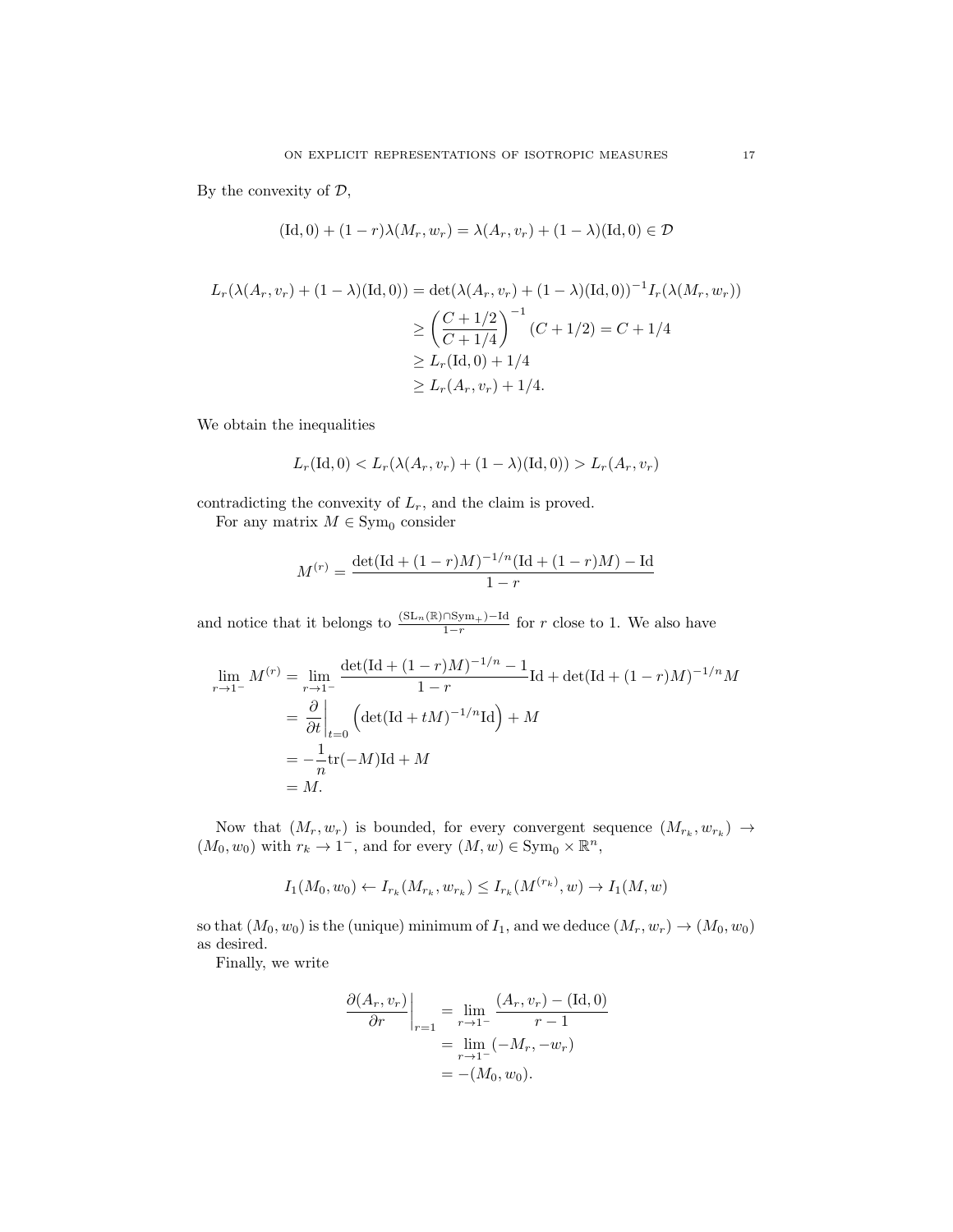By the convexity of $\mathcal{D}$,

$$(\mathrm{Id}, 0) + (1-r)\lambda(M_r, w_r) = \lambda(A_r, v_r) + (1-\lambda)(\mathrm{Id}, 0) \in \mathcal{D}$$

$$\begin{aligned}
L_r(\lambda(A_r, v_r) + (1-\lambda)(\mathrm{Id}, 0)) &= \det(\lambda(A_r, v_r) + (1-\lambda)(\mathrm{Id}, 0))^{-1} I_r(\lambda(M_r, w_r)) \\
&\geq \left(\frac{C + 1/2}{C + 1/4}\right)^{-1} (C + 1/2) = C + 1/4 \\
&\geq L_r(\mathrm{Id}, 0) + 1/4 \\
&\geq L_r(A_r, v_r) + 1/4.
\end{aligned}$$

We obtain the inequalities

$$L_r(\mathrm{Id}, 0) < L_r(\lambda(A_r, v_r) + (1-\lambda)(\mathrm{Id}, 0)) > L_r(A_r, v_r)$$

contradicting the convexity of $L_r$, and the claim is proved.

For any matrix $M \in \mathrm{Sym}_0$ consider

$$M^{(r)} = \frac{\det(\mathrm{Id} + (1-r)M)^{-1/n}(\mathrm{Id} + (1-r)M) - \mathrm{Id}}{1-r}$$

and notice that it belongs to $\frac{(\mathrm{SL}_n(\mathbb{R}) \cap \mathrm{Sym}_+) - \mathrm{Id}}{1-r}$ for $r$ close to 1. We also have

$$\begin{aligned}
\lim_{r \to 1^-} M^{(r)} &= \lim_{r \to 1^-} \frac{\det(\mathrm{Id} + (1-r)M)^{-1/n} - 1}{1-r} \mathrm{Id} + \det(\mathrm{Id} + (1-r)M)^{-1/n} M \\
&= \left.\frac{\partial}{\partial t}\right|_{t=0} \left(\det(\mathrm{Id} + tM)^{-1/n} \mathrm{Id}\right) + M \\
&= -\frac{1}{n}\mathrm{tr}(-M)\mathrm{Id} + M \\
&= M.
\end{aligned}$$

Now that $(M_r, w_r)$ is bounded, for every convergent sequence $(M_{r_k}, w_{r_k}) \to (M_0, w_0)$ with $r_k \to 1^-$, and for every $(M, w) \in \mathrm{Sym}_0 \times \mathbb{R}^n$,

$$I_1(M_0, w_0) \leftarrow I_{r_k}(M_{r_k}, w_{r_k}) \leq I_{r_k}(M^{(r_k)}, w) \to I_1(M, w)$$

so that $(M_0, w_0)$ is the (unique) minimum of $I_1$, and we deduce $(M_r, w_r) \to (M_0, w_0)$ as desired.

Finally, we write

$$\begin{aligned}
\left.\frac{\partial(A_r, v_r)}{\partial r}\right|_{r=1} &= \lim_{r \to 1^-} \frac{(A_r, v_r) - (\mathrm{Id}, 0)}{r - 1} \\
&= \lim_{r \to 1^-} (-M_r, -w_r) \\
&= -(M_0, w_0).
\end{aligned}$$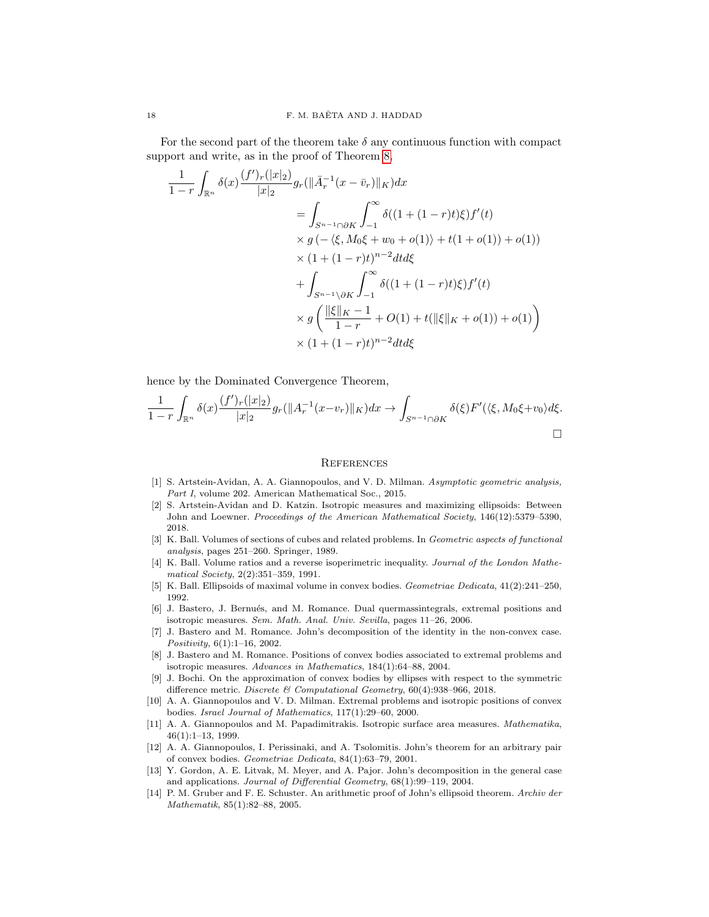For the second part of the theorem take $\delta$ any continuous function with compact support and write, as in the proof of Theorem 8,

$$
\begin{aligned}
\frac{1}{1-r}\int_{\mathbb{R}^n} \delta(x)\frac{(f')_r(|x|_2)}{|x|_2} g_r(\|\bar{A}_r^{-1}(x-\bar{v}_r)\|_K)dx
&= \int_{S^{n-1}\cap\partial K}\int_{-1}^{\infty} \delta((1+(1-r)t)\xi) f'(t) \\
&\quad\times g\left(-\langle \xi, M_0\xi + w_0 + o(1)\rangle + t(1+o(1)) + o(1)\right) \\
&\quad\times (1+(1-r)t)^{n-2} dt d\xi \\
&\quad+ \int_{S^{n-1}\setminus\partial K}\int_{-1}^{\infty} \delta((1+(1-r)t)\xi) f'(t) \\
&\quad\times g\left(\frac{\|\xi\|_K - 1}{1-r} + O(1) + t(\|\xi\|_K + o(1)) + o(1)\right) \\
&\quad\times (1+(1-r)t)^{n-2} dt d\xi
\end{aligned}
$$

hence by the Dominated Convergence Theorem,

$$
\frac{1}{1-r}\int_{\mathbb{R}^n} \delta(x)\frac{(f')_r(|x|_2)}{|x|_2} g_r(\|A_r^{-1}(x-v_r)\|_K)dx \to \int_{S^{n-1}\cap\partial K} \delta(\xi) F'(\langle \xi, M_0\xi + v_0\rangle d\xi.
$$

□

## References

[1] S. Artstein-Avidan, A. A. Giannopoulos, and V. D. Milman. *Asymptotic geometric analysis, Part I*, volume 202. American Mathematical Soc., 2015.

[2] S. Artstein-Avidan and D. Katzin. Isotropic measures and maximizing ellipsoids: Between John and Loewner. *Proceedings of the American Mathematical Society*, 146(12):5379–5390, 2018.

[3] K. Ball. Volumes of sections of cubes and related problems. In *Geometric aspects of functional analysis*, pages 251–260. Springer, 1989.

[4] K. Ball. Volume ratios and a reverse isoperimetric inequality. *Journal of the London Mathematical Society*, 2(2):351–359, 1991.

[5] K. Ball. Ellipsoids of maximal volume in convex bodies. *Geometriae Dedicata*, 41(2):241–250, 1992.

[6] J. Bastero, J. Bernués, and M. Romance. Dual quermassintegrals, extremal positions and isotropic measures. *Sem. Math. Anal. Univ. Sevilla*, pages 11–26, 2006.

[7] J. Bastero and M. Romance. John's decomposition of the identity in the non-convex case. *Positivity*, 6(1):1–16, 2002.

[8] J. Bastero and M. Romance. Positions of convex bodies associated to extremal problems and isotropic measures. *Advances in Mathematics*, 184(1):64–88, 2004.

[9] J. Bochi. On the approximation of convex bodies by ellipses with respect to the symmetric difference metric. *Discrete & Computational Geometry*, 60(4):938–966, 2018.

[10] A. A. Giannopoulos and V. D. Milman. Extremal problems and isotropic positions of convex bodies. *Israel Journal of Mathematics*, 117(1):29–60, 2000.

[11] A. A. Giannopoulos and M. Papadimitrakis. Isotropic surface area measures. *Mathematika*, 46(1):1–13, 1999.

[12] A. A. Giannopoulos, I. Perissinaki, and A. Tsolomitis. John's theorem for an arbitrary pair of convex bodies. *Geometriae Dedicata*, 84(1):63–79, 2001.

[13] Y. Gordon, A. E. Litvak, M. Meyer, and A. Pajor. John's decomposition in the general case and applications. *Journal of Differential Geometry*, 68(1):99–119, 2004.

[14] P. M. Gruber and F. E. Schuster. An arithmetic proof of John's ellipsoid theorem. *Archiv der Mathematik*, 85(1):82–88, 2005.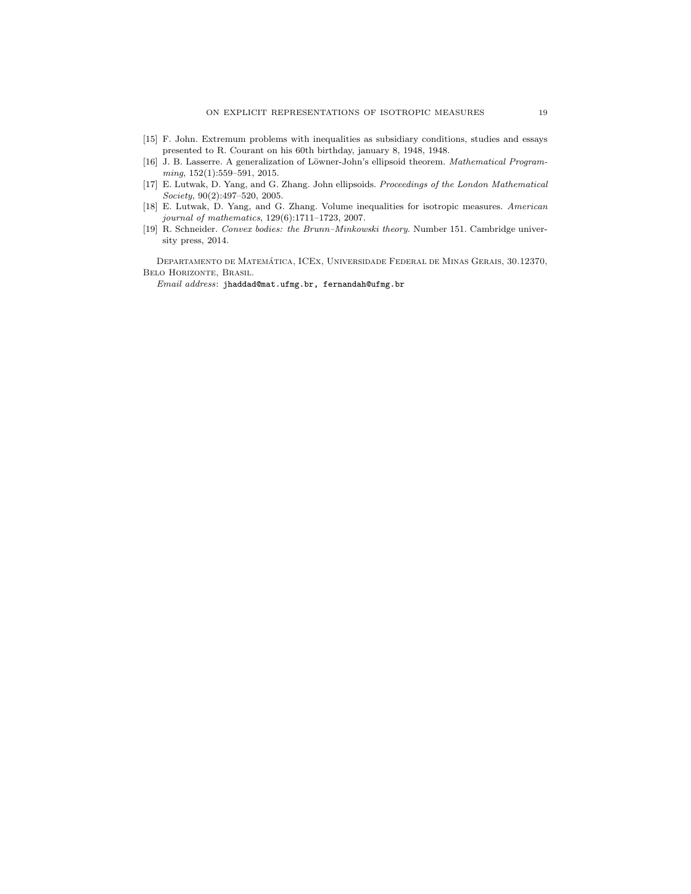[15] F. John. Extremum problems with inequalities as subsidiary conditions, studies and essays presented to R. Courant on his 60th birthday, january 8, 1948, 1948.

[16] J. B. Lasserre. A generalization of Löwner-John's ellipsoid theorem. *Mathematical Programming*, 152(1):559–591, 2015.

[17] E. Lutwak, D. Yang, and G. Zhang. John ellipsoids. *Proceedings of the London Mathematical Society*, 90(2):497–520, 2005.

[18] E. Lutwak, D. Yang, and G. Zhang. Volume inequalities for isotropic measures. *American journal of mathematics*, 129(6):1711–1723, 2007.

[19] R. Schneider. *Convex bodies: the Brunn–Minkowski theory*. Number 151. Cambridge university press, 2014.

Departamento de Matemática, ICEx, Universidade Federal de Minas Gerais, 30.12370, Belo Horizonte, Brasil.

*Email address*: jhaddad@mat.ufmg.br, fernandah@ufmg.br